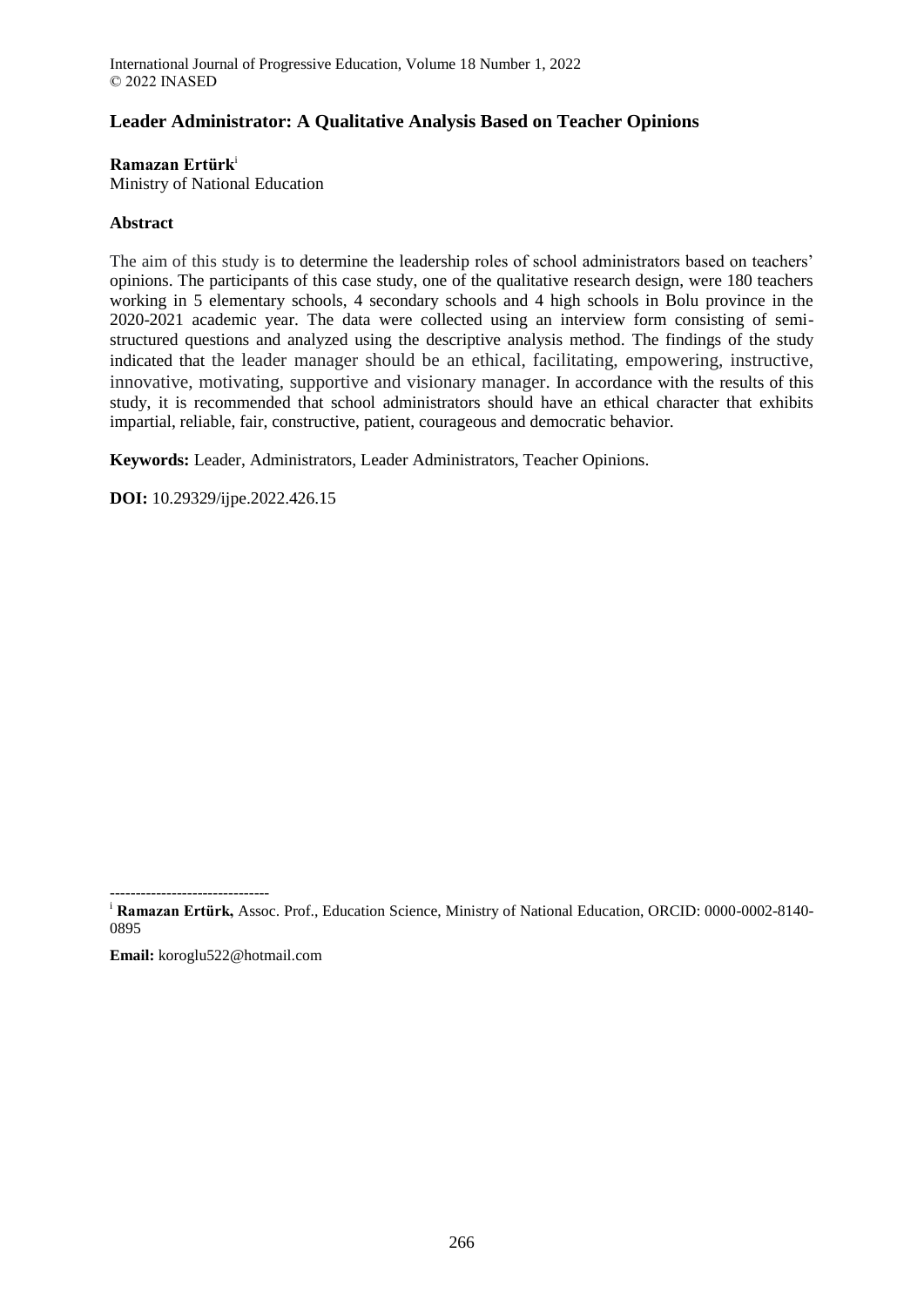# Leader Administrator: A Qualitative Analysis Based on Teacher Opinions

**Ramazan Ertürk**[i]
Ministry of National Education

## Abstract

The aim of this study is to determine the leadership roles of school administrators based on teachers' opinions. The participants of this case study, one of the qualitative research design, were 180 teachers working in 5 elementary schools, 4 secondary schools and 4 high schools in Bolu province in the 2020-2021 academic year. The data were collected using an interview form consisting of semi-structured questions and analyzed using the descriptive analysis method. The findings of the study indicated that the leader manager should be an ethical, facilitating, empowering, instructive, innovative, motivating, supportive and visionary manager. In accordance with the results of this study, it is recommended that school administrators should have an ethical character that exhibits impartial, reliable, fair, constructive, patient, courageous and democratic behavior.

**Keywords:** Leader, Administrators, Leader Administrators, Teacher Opinions.

**DOI:** 10.29329/ijpe.2022.426.15

-------------------------------

[i] **Ramazan Ertürk,** Assoc. Prof., Education Science, Ministry of National Education, ORCID: 0000-0002-8140-0895

**Email:** koroglu522@hotmail.com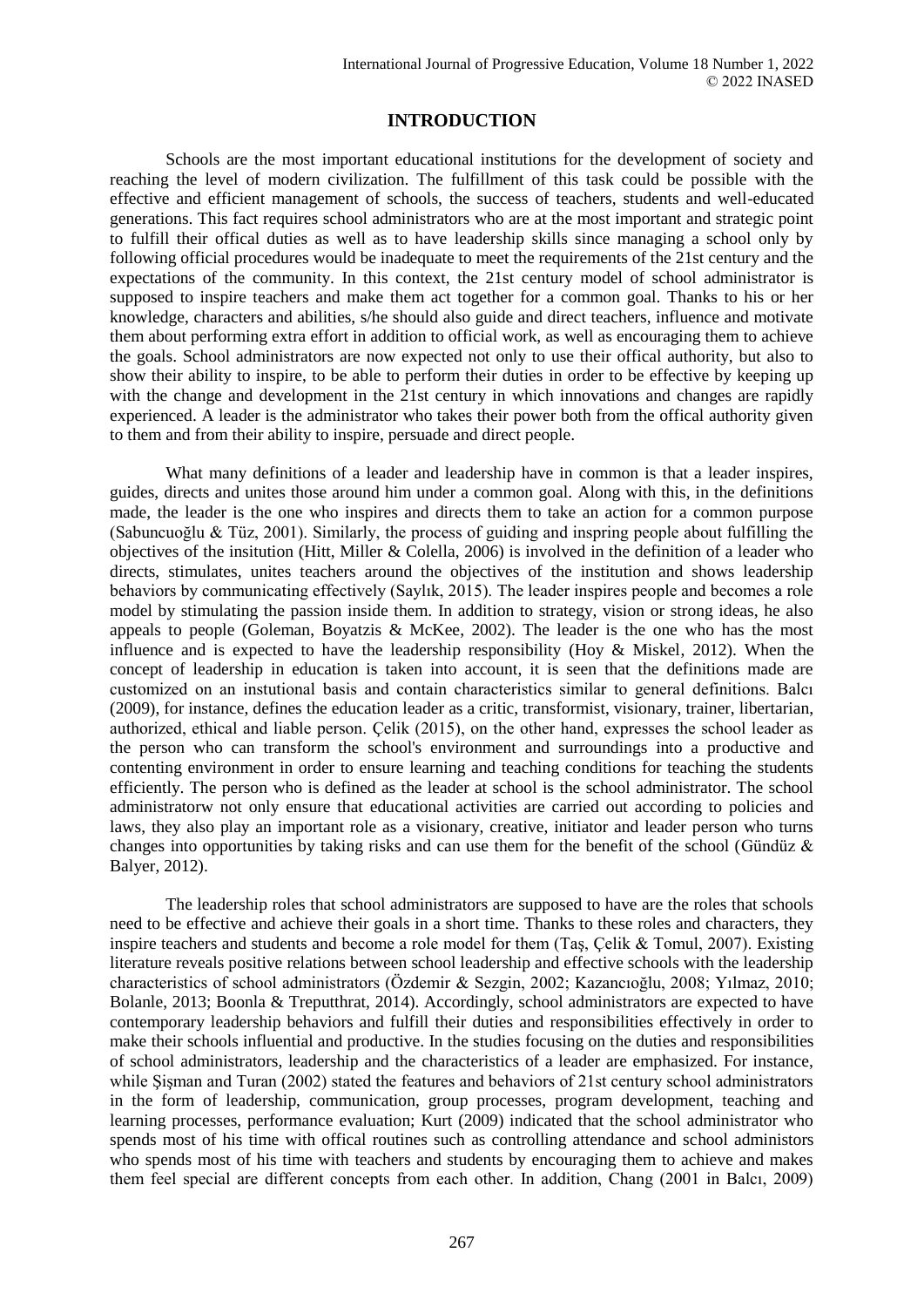## INTRODUCTION

Schools are the most important educational institutions for the development of society and reaching the level of modern civilization. The fulfillment of this task could be possible with the effective and efficient management of schools, the success of teachers, students and well-educated generations. This fact requires school administrators who are at the most important and strategic point to fulfill their offical duties as well as to have leadership skills since managing a school only by following official procedures would be inadequate to meet the requirements of the 21st century and the expectations of the community. In this context, the 21st century model of school administrator is supposed to inspire teachers and make them act together for a common goal. Thanks to his or her knowledge, characters and abilities, s/he should also guide and direct teachers, influence and motivate them about performing extra effort in addition to official work, as well as encouraging them to achieve the goals. School administrators are now expected not only to use their offical authority, but also to show their ability to inspire, to be able to perform their duties in order to be effective by keeping up with the change and development in the 21st century in which innovations and changes are rapidly experienced. A leader is the administrator who takes their power both from the offical authority given to them and from their ability to inspire, persuade and direct people.

What many definitions of a leader and leadership have in common is that a leader inspires, guides, directs and unites those around him under a common goal. Along with this, in the definitions made, the leader is the one who inspires and directs them to take an action for a common purpose (Sabuncuoğlu & Tüz, 2001). Similarly, the process of guiding and inspring people about fulfilling the objectives of the insitution (Hitt, Miller & Colella, 2006) is involved in the definition of a leader who directs, stimulates, unites teachers around the objectives of the institution and shows leadership behaviors by communicating effectively (Saylık, 2015). The leader inspires people and becomes a role model by stimulating the passion inside them. In addition to strategy, vision or strong ideas, he also appeals to people (Goleman, Boyatzis & McKee, 2002). The leader is the one who has the most influence and is expected to have the leadership responsibility (Hoy & Miskel, 2012). When the concept of leadership in education is taken into account, it is seen that the definitions made are customized on an instutional basis and contain characteristics similar to general definitions. Balcı (2009), for instance, defines the education leader as a critic, transformist, visionary, trainer, libertarian, authorized, ethical and liable person. Çelik (2015), on the other hand, expresses the school leader as the person who can transform the school's environment and surroundings into a productive and contenting environment in order to ensure learning and teaching conditions for teaching the students efficiently. The person who is defined as the leader at school is the school administrator. The school administratorw not only ensure that educational activities are carried out according to policies and laws, they also play an important role as a visionary, creative, initiator and leader person who turns changes into opportunities by taking risks and can use them for the benefit of the school (Gündüz & Balyer, 2012).

The leadership roles that school administrators are supposed to have are the roles that schools need to be effective and achieve their goals in a short time. Thanks to these roles and characters, they inspire teachers and students and become a role model for them (Taş, Çelik & Tomul, 2007). Existing literature reveals positive relations between school leadership and effective schools with the leadership characteristics of school administrators (Özdemir & Sezgin, 2002; Kazancıoğlu, 2008; Yılmaz, 2010; Bolanle, 2013; Boonla & Treputthrat, 2014). Accordingly, school administrators are expected to have contemporary leadership behaviors and fulfill their duties and responsibilities effectively in order to make their schools influential and productive. In the studies focusing on the duties and responsibilities of school administrators, leadership and the characteristics of a leader are emphasized. For instance, while Şişman and Turan (2002) stated the features and behaviors of 21st century school administrators in the form of leadership, communication, group processes, program development, teaching and learning processes, performance evaluation; Kurt (2009) indicated that the school administrator who spends most of his time with offical routines such as controlling attendance and school administors who spends most of his time with teachers and students by encouraging them to achieve and makes them feel special are different concepts from each other. In addition, Chang (2001 in Balcı, 2009)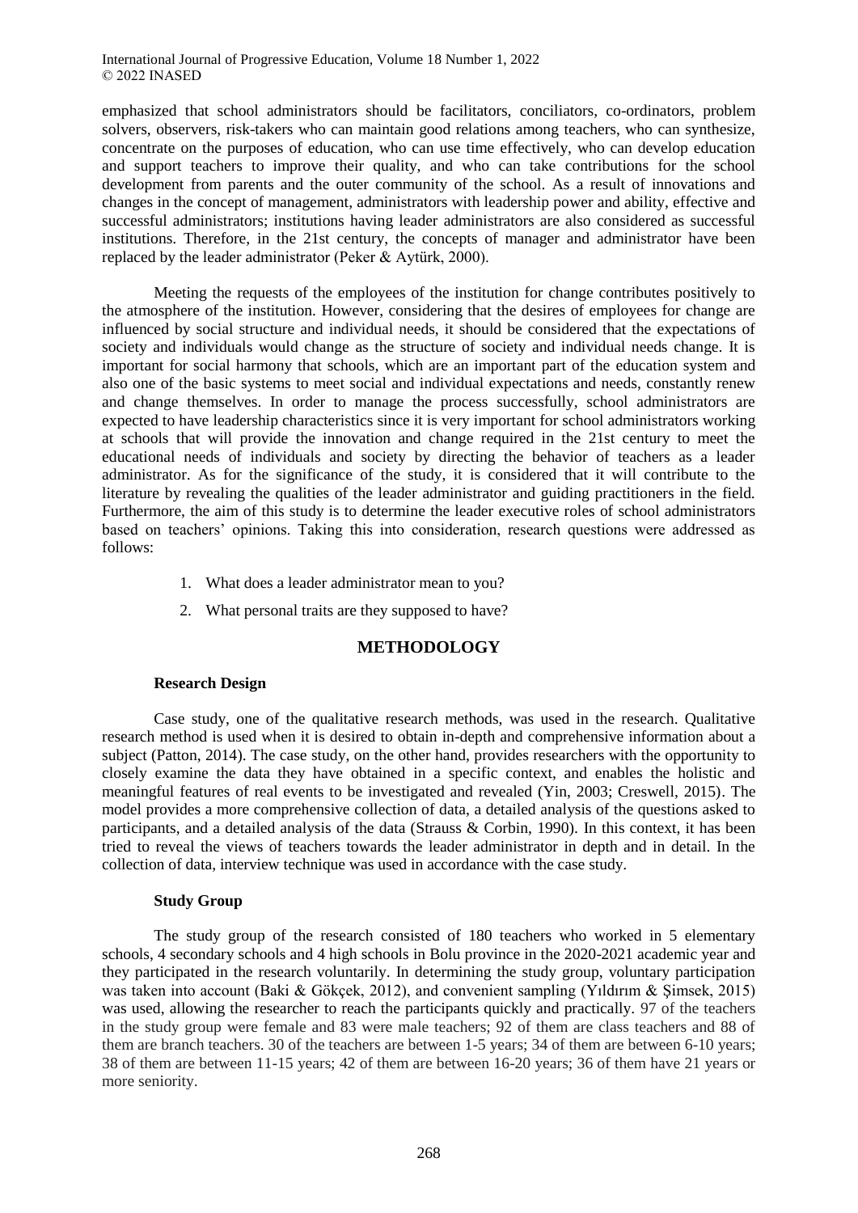emphasized that school administrators should be facilitators, conciliators, co-ordinators, problem solvers, observers, risk-takers who can maintain good relations among teachers, who can synthesize, concentrate on the purposes of education, who can use time effectively, who can develop education and support teachers to improve their quality, and who can take contributions for the school development from parents and the outer community of the school. As a result of innovations and changes in the concept of management, administrators with leadership power and ability, effective and successful administrators; institutions having leader administrators are also considered as successful institutions. Therefore, in the 21st century, the concepts of manager and administrator have been replaced by the leader administrator (Peker & Aytürk, 2000).

Meeting the requests of the employees of the institution for change contributes positively to the atmosphere of the institution. However, considering that the desires of employees for change are influenced by social structure and individual needs, it should be considered that the expectations of society and individuals would change as the structure of society and individual needs change. It is important for social harmony that schools, which are an important part of the education system and also one of the basic systems to meet social and individual expectations and needs, constantly renew and change themselves. In order to manage the process successfully, school administrators are expected to have leadership characteristics since it is very important for school administrators working at schools that will provide the innovation and change required in the 21st century to meet the educational needs of individuals and society by directing the behavior of teachers as a leader administrator. As for the significance of the study, it is considered that it will contribute to the literature by revealing the qualities of the leader administrator and guiding practitioners in the field. Furthermore, the aim of this study is to determine the leader executive roles of school administrators based on teachers' opinions. Taking this into consideration, research questions were addressed as follows:

1. What does a leader administrator mean to you?
2. What personal traits are they supposed to have?

## METHODOLOGY

### Research Design

Case study, one of the qualitative research methods, was used in the research. Qualitative research method is used when it is desired to obtain in-depth and comprehensive information about a subject (Patton, 2014). The case study, on the other hand, provides researchers with the opportunity to closely examine the data they have obtained in a specific context, and enables the holistic and meaningful features of real events to be investigated and revealed (Yin, 2003; Creswell, 2015). The model provides a more comprehensive collection of data, a detailed analysis of the questions asked to participants, and a detailed analysis of the data (Strauss & Corbin, 1990). In this context, it has been tried to reveal the views of teachers towards the leader administrator in depth and in detail. In the collection of data, interview technique was used in accordance with the case study.

### Study Group

The study group of the research consisted of 180 teachers who worked in 5 elementary schools, 4 secondary schools and 4 high schools in Bolu province in the 2020-2021 academic year and they participated in the research voluntarily. In determining the study group, voluntary participation was taken into account (Baki & Gökçek, 2012), and convenient sampling (Yıldırım & Şimsek, 2015) was used, allowing the researcher to reach the participants quickly and practically. 97 of the teachers in the study group were female and 83 were male teachers; 92 of them are class teachers and 88 of them are branch teachers. 30 of the teachers are between 1-5 years; 34 of them are between 6-10 years; 38 of them are between 11-15 years; 42 of them are between 16-20 years; 36 of them have 21 years or more seniority.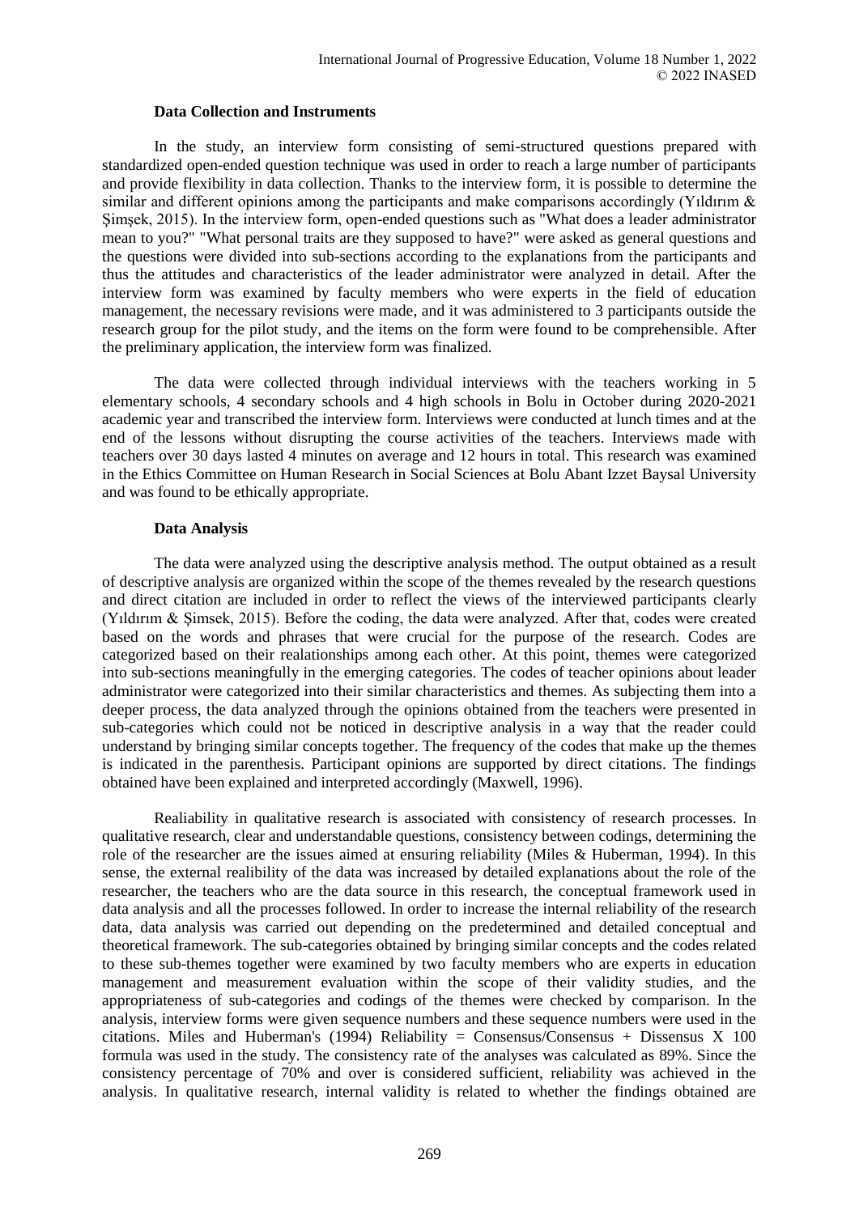### Data Collection and Instruments

In the study, an interview form consisting of semi-structured questions prepared with standardized open-ended question technique was used in order to reach a large number of participants and provide flexibility in data collection. Thanks to the interview form, it is possible to determine the similar and different opinions among the participants and make comparisons accordingly (Yıldırım & Şimşek, 2015). In the interview form, open-ended questions such as "What does a leader administrator mean to you?" "What personal traits are they supposed to have?" were asked as general questions and the questions were divided into sub-sections according to the explanations from the participants and thus the attitudes and characteristics of the leader administrator were analyzed in detail. After the interview form was examined by faculty members who were experts in the field of education management, the necessary revisions were made, and it was administered to 3 participants outside the research group for the pilot study, and the items on the form were found to be comprehensible. After the preliminary application, the interview form was finalized.

The data were collected through individual interviews with the teachers working in 5 elementary schools, 4 secondary schools and 4 high schools in Bolu in October during 2020-2021 academic year and transcribed the interview form. Interviews were conducted at lunch times and at the end of the lessons without disrupting the course activities of the teachers. Interviews made with teachers over 30 days lasted 4 minutes on average and 12 hours in total. This research was examined in the Ethics Committee on Human Research in Social Sciences at Bolu Abant Izzet Baysal University and was found to be ethically appropriate.

### Data Analysis

The data were analyzed using the descriptive analysis method. The output obtained as a result of descriptive analysis are organized within the scope of the themes revealed by the research questions and direct citation are included in order to reflect the views of the interviewed participants clearly (Yıldırım & Şimsek, 2015). Before the coding, the data were analyzed. After that, codes were created based on the words and phrases that were crucial for the purpose of the research. Codes are categorized based on their realationships among each other. At this point, themes were categorized into sub-sections meaningfully in the emerging categories. The codes of teacher opinions about leader administrator were categorized into their similar characteristics and themes. As subjecting them into a deeper process, the data analyzed through the opinions obtained from the teachers were presented in sub-categories which could not be noticed in descriptive analysis in a way that the reader could understand by bringing similar concepts together. The frequency of the codes that make up the themes is indicated in the parenthesis. Participant opinions are supported by direct citations. The findings obtained have been explained and interpreted accordingly (Maxwell, 1996).

Realiability in qualitative research is associated with consistency of research processes. In qualitative research, clear and understandable questions, consistency between codings, determining the role of the researcher are the issues aimed at ensuring reliability (Miles & Huberman, 1994). In this sense, the external realibility of the data was increased by detailed explanations about the role of the researcher, the teachers who are the data source in this research, the conceptual framework used in data analysis and all the processes followed. In order to increase the internal reliability of the research data, data analysis was carried out depending on the predetermined and detailed conceptual and theoretical framework. The sub-categories obtained by bringing similar concepts and the codes related to these sub-themes together were examined by two faculty members who are experts in education management and measurement evaluation within the scope of their validity studies, and the appropriateness of sub-categories and codings of the themes were checked by comparison. In the analysis, interview forms were given sequence numbers and these sequence numbers were used in the citations. Miles and Huberman's (1994) Reliability = Consensus/Consensus + Dissensus X 100 formula was used in the study. The consistency rate of the analyses was calculated as 89%. Since the consistency percentage of 70% and over is considered sufficient, reliability was achieved in the analysis. In qualitative research, internal validity is related to whether the findings obtained are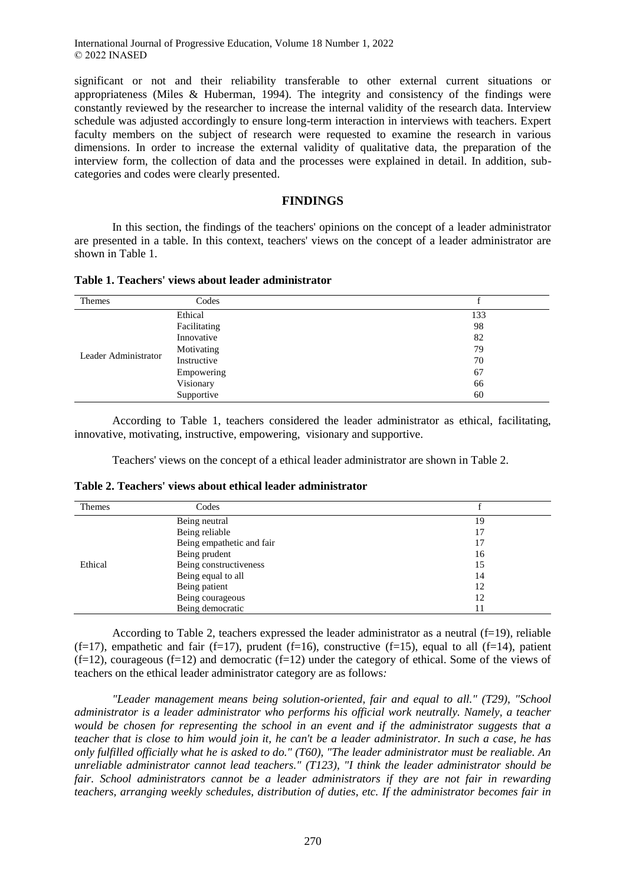significant or not and their reliability transferable to other external current situations or appropriateness (Miles & Huberman, 1994). The integrity and consistency of the findings were constantly reviewed by the researcher to increase the internal validity of the research data. Interview schedule was adjusted accordingly to ensure long-term interaction in interviews with teachers. Expert faculty members on the subject of research were requested to examine the research in various dimensions. In order to increase the external validity of qualitative data, the preparation of the interview form, the collection of data and the processes were explained in detail. In addition, sub-categories and codes were clearly presented.

## FINDINGS

In this section, the findings of the teachers' opinions on the concept of a leader administrator are presented in a table. In this context, teachers' views on the concept of a leader administrator are shown in Table 1.

**Table 1. Teachers' views about leader administrator**

| Themes | Codes | f |
|---|---|---|
| Leader Administrator | Ethical | 133 |
| | Facilitating | 98 |
| | Innovative | 82 |
| | Motivating | 79 |
| | Instructive | 70 |
| | Empowering | 67 |
| | Visionary | 66 |
| | Supportive | 60 |

According to Table 1, teachers considered the leader administrator as ethical, facilitating, innovative, motivating, instructive, empowering, visionary and supportive.

Teachers' views on the concept of a ethical leader administrator are shown in Table 2.

**Table 2. Teachers' views about ethical leader administrator**

| Themes | Codes | f |
|---|---|---|
| Ethical | Being neutral | 19 |
| | Being reliable | 17 |
| | Being empathetic and fair | 17 |
| | Being prudent | 16 |
| | Being constructiveness | 15 |
| | Being equal to all | 14 |
| | Being patient | 12 |
| | Being courageous | 12 |
| | Being democratic | 11 |

According to Table 2, teachers expressed the leader administrator as a neutral (f=19), reliable (f=17), empathetic and fair (f=17), prudent (f=16), constructive (f=15), equal to all (f=14), patient (f=12), courageous (f=12) and democratic (f=12) under the category of ethical. Some of the views of teachers on the ethical leader administrator category are as follows*:*

*"Leader management means being solution-oriented, fair and equal to all." (T29), "School administrator is a leader administrator who performs his official work neutrally. Namely, a teacher would be chosen for representing the school in an event and if the administrator suggests that a teacher that is close to him would join it, he can't be a leader administrator. In such a case, he has only fulfilled officially what he is asked to do." (T60), "The leader administrator must be realiable. An unreliable administrator cannot lead teachers." (T123), "I think the leader administrator should be fair. School administrators cannot be a leader administrators if they are not fair in rewarding teachers, arranging weekly schedules, distribution of duties, etc. If the administrator becomes fair in*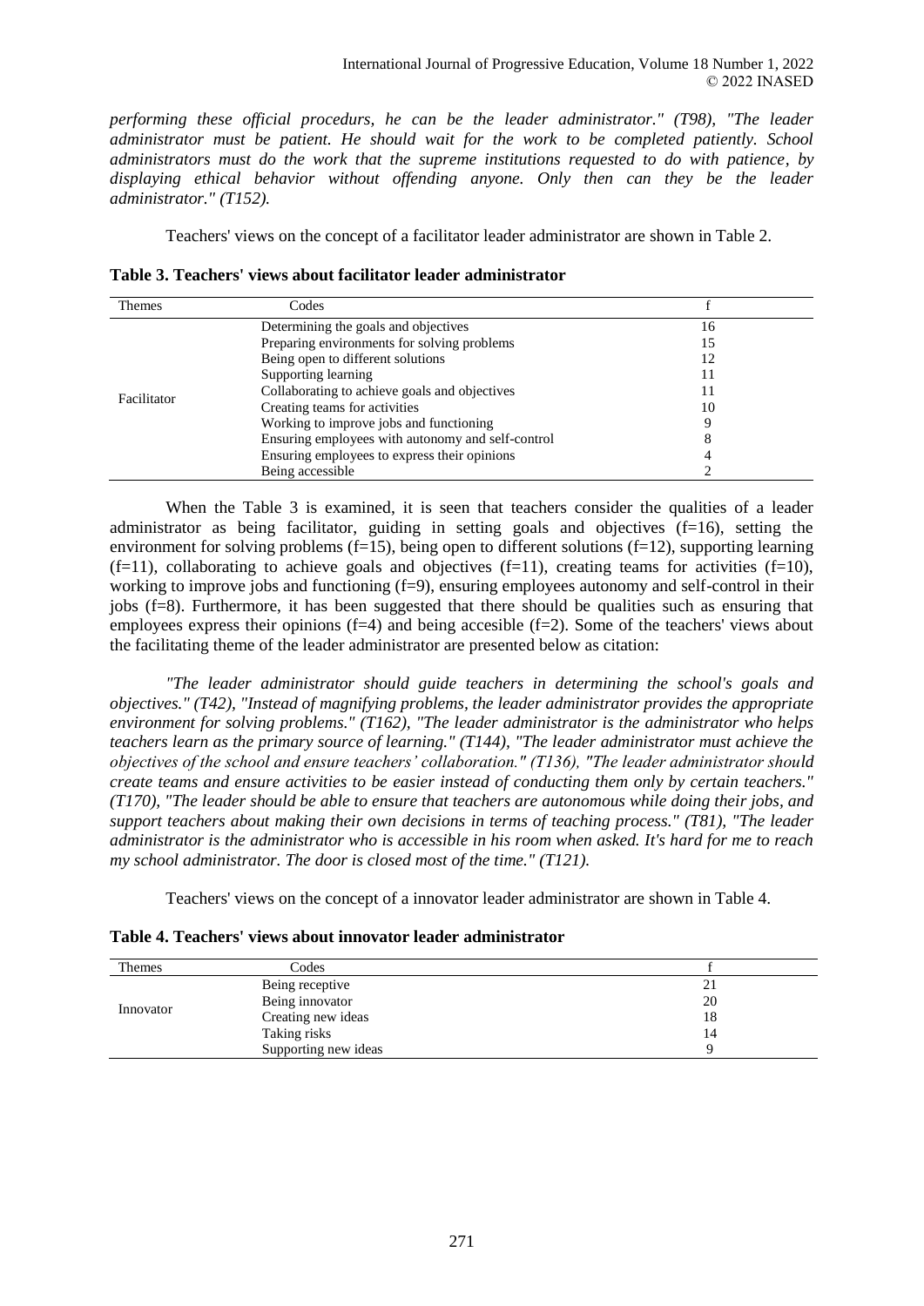*performing these official procedurs, he can be the leader administrator." (T98), "The leader administrator must be patient. He should wait for the work to be completed patiently. School administrators must do the work that the supreme institutions requested to do with patience, by displaying ethical behavior without offending anyone. Only then can they be the leader administrator." (T152).*

Teachers' views on the concept of a facilitator leader administrator are shown in Table 2.

**Table 3. Teachers' views about facilitator leader administrator**

| Themes | Codes | f |
|---|---|---|
| Facilitator | Determining the goals and objectives | 16 |
| | Preparing environments for solving problems | 15 |
| | Being open to different solutions | 12 |
| | Supporting learning | 11 |
| | Collaborating to achieve goals and objectives | 11 |
| | Creating teams for activities | 10 |
| | Working to improve jobs and functioning | 9 |
| | Ensuring employees with autonomy and self-control | 8 |
| | Ensuring employees to express their opinions | 4 |
| | Being accessible | 2 |

When the Table 3 is examined, it is seen that teachers consider the qualities of a leader administrator as being facilitator, guiding in setting goals and objectives (f=16), setting the environment for solving problems (f=15), being open to different solutions (f=12), supporting learning (f=11), collaborating to achieve goals and objectives (f=11), creating teams for activities (f=10), working to improve jobs and functioning (f=9), ensuring employees autonomy and self-control in their jobs (f=8). Furthermore, it has been suggested that there should be qualities such as ensuring that employees express their opinions (f=4) and being accesible (f=2). Some of the teachers' views about the facilitating theme of the leader administrator are presented below as citation:

*"The leader administrator should guide teachers in determining the school's goals and objectives." (T42), "Instead of magnifying problems, the leader administrator provides the appropriate environment for solving problems." (T162), "The leader administrator is the administrator who helps teachers learn as the primary source of learning." (T144), "The leader administrator must achieve the objectives of the school and ensure teachers' collaboration." (T136), "The leader administrator should create teams and ensure activities to be easier instead of conducting them only by certain teachers." (T170), "The leader should be able to ensure that teachers are autonomous while doing their jobs, and support teachers about making their own decisions in terms of teaching process." (T81), "The leader administrator is the administrator who is accessible in his room when asked. It's hard for me to reach my school administrator. The door is closed most of the time." (T121).*

Teachers' views on the concept of a innovator leader administrator are shown in Table 4.

**Table 4. Teachers' views about innovator leader administrator**

| Themes | Codes | f |
|---|---|---|
| Innovator | Being receptive | 21 |
| | Being innovator | 20 |
| | Creating new ideas | 18 |
| | Taking risks | 14 |
| | Supporting new ideas | 9 |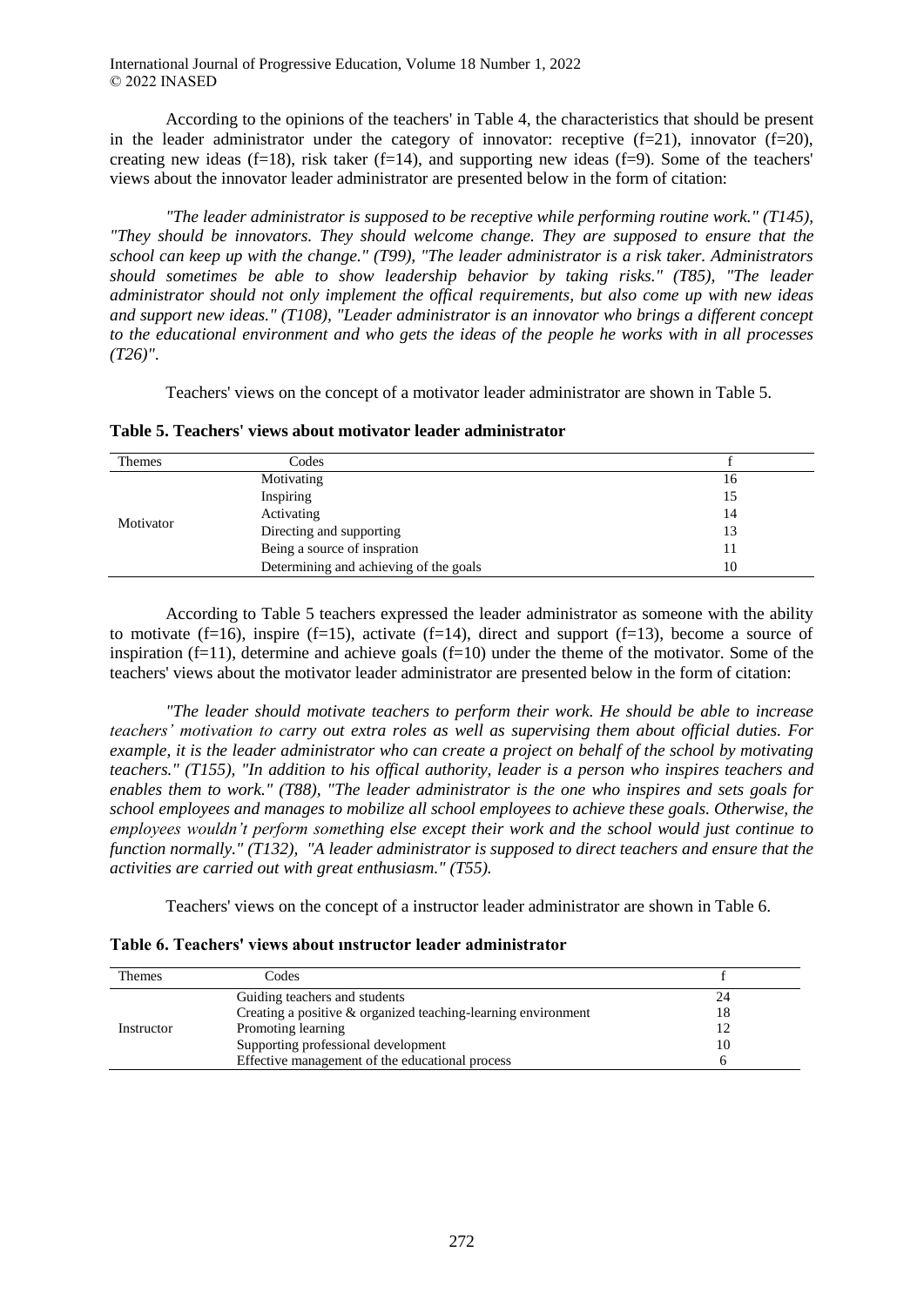According to the opinions of the teachers' in Table 4, the characteristics that should be present in the leader administrator under the category of innovator: receptive (f=21), innovator (f=20), creating new ideas (f=18), risk taker (f=14), and supporting new ideas (f=9). Some of the teachers' views about the innovator leader administrator are presented below in the form of citation:

*"The leader administrator is supposed to be receptive while performing routine work." (T145), "They should be innovators. They should welcome change. They are supposed to ensure that the school can keep up with the change." (T99), "The leader administrator is a risk taker. Administrators should sometimes be able to show leadership behavior by taking risks." (T85), "The leader administrator should not only implement the offical requirements, but also come up with new ideas and support new ideas." (T108), "Leader administrator is an innovator who brings a different concept to the educational environment and who gets the ideas of the people he works with in all processes (T26)".*

Teachers' views on the concept of a motivator leader administrator are shown in Table 5.

**Table 5. Teachers' views about motivator leader administrator**

| Themes | Codes | f |
|---|---|---|
| Motivator | Motivating | 16 |
| | Inspiring | 15 |
| | Activating | 14 |
| | Directing and supporting | 13 |
| | Being a source of inspration | 11 |
| | Determining and achieving of the goals | 10 |

According to Table 5 teachers expressed the leader administrator as someone with the ability to motivate (f=16), inspire (f=15), activate (f=14), direct and support (f=13), become a source of inspiration (f=11), determine and achieve goals (f=10) under the theme of the motivator. Some of the teachers' views about the motivator leader administrator are presented below in the form of citation:

*"The leader should motivate teachers to perform their work. He should be able to increase teachers' motivation to carry out extra roles as well as supervising them about official duties. For example, it is the leader administrator who can create a project on behalf of the school by motivating teachers." (T155), "In addition to his offical authority, leader is a person who inspires teachers and enables them to work." (T88), "The leader administrator is the one who inspires and sets goals for school employees and manages to mobilize all school employees to achieve these goals. Otherwise, the employees wouldn't perform something else except their work and the school would just continue to function normally." (T132), "A leader administrator is supposed to direct teachers and ensure that the activities are carried out with great enthusiasm." (T55).*

Teachers' views on the concept of a instructor leader administrator are shown in Table 6.

**Table 6. Teachers' views about ınstructor leader administrator**

| Themes | Codes | f |
|---|---|---|
| Instructor | Guiding teachers and students | 24 |
| | Creating a positive & organized teaching-learning environment | 18 |
| | Promoting learning | 12 |
| | Supporting professional development | 10 |
| | Effective management of the educational process | 6 |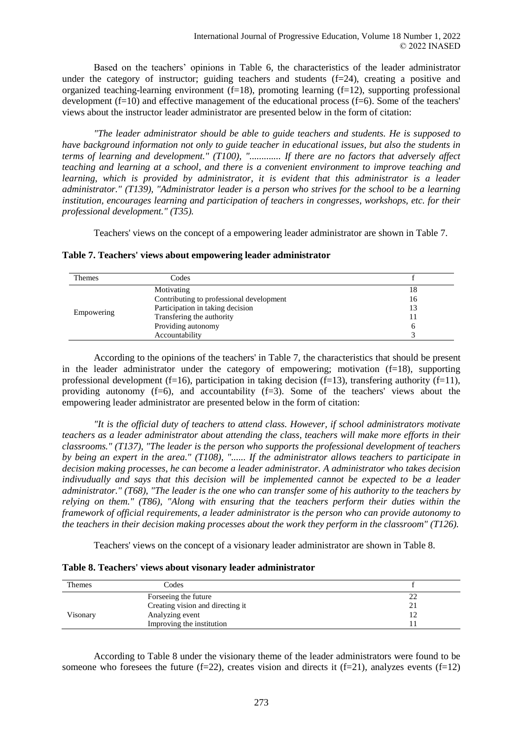Based on the teachers' opinions in Table 6, the characteristics of the leader administrator under the category of instructor; guiding teachers and students (f=24), creating a positive and organized teaching-learning environment (f=18), promoting learning (f=12), supporting professional development (f=10) and effective management of the educational process (f=6). Some of the teachers' views about the instructor leader administrator are presented below in the form of citation:

*"The leader administrator should be able to guide teachers and students. He is supposed to have background information not only to guide teacher in educational issues, but also the students in terms of learning and development." (T100), "............ If there are no factors that adversely affect teaching and learning at a school, and there is a convenient environment to improve teaching and learning, which is provided by administrator, it is evident that this administrator is a leader administrator." (T139), "Administrator leader is a person who strives for the school to be a learning institution, encourages learning and participation of teachers in congresses, workshops, etc. for their professional development." (T35).*

Teachers' views on the concept of a empowering leader administrator are shown in Table 7.

**Table 7. Teachers' views about empowering leader administrator**

| Themes | Codes | f |
|---|---|---|
| Empowering | Motivating | 18 |
| | Contributing to professional development | 16 |
| | Participation in taking decision | 13 |
| | Transfering the authority | 11 |
| | Providing autonomy | 6 |
| | Accountability | 3 |

According to the opinions of the teachers' in Table 7, the characteristics that should be present in the leader administrator under the category of empowering; motivation (f=18), supporting professional development (f=16), participation in taking decision (f=13), transfering authority (f=11), providing autonomy (f=6), and accountability (f=3). Some of the teachers' views about the empowering leader administrator are presented below in the form of citation:

*"It is the official duty of teachers to attend class. However, if school administrators motivate teachers as a leader administrator about attending the class, teachers will make more efforts in their classrooms." (T137), "The leader is the person who supports the professional development of teachers by being an expert in the area." (T108), "...... If the administrator allows teachers to participate in decision making processes, he can become a leader administrator. A administrator who takes decision indivudually and says that this decision will be implemented cannot be expected to be a leader administrator." (T68), "The leader is the one who can transfer some of his authority to the teachers by relying on them." (T86), "Along with ensuring that the teachers perform their duties within the framework of official requirements, a leader administrator is the person who can provide autonomy to the teachers in their decision making processes about the work they perform in the classroom" (T126).*

Teachers' views on the concept of a visionary leader administrator are shown in Table 8.

**Table 8. Teachers' views about visonary leader administrator**

| Themes | Codes | f |
|---|---|---|
| Visionary | Forseeing the future | 22 |
| | Creating vision and directing it | 21 |
| | Analyzing event | 12 |
| | Improving the institution | 11 |

According to Table 8 under the visionary theme of the leader administrators were found to be someone who foresees the future (f=22), creates vision and directs it (f=21), analyzes events (f=12)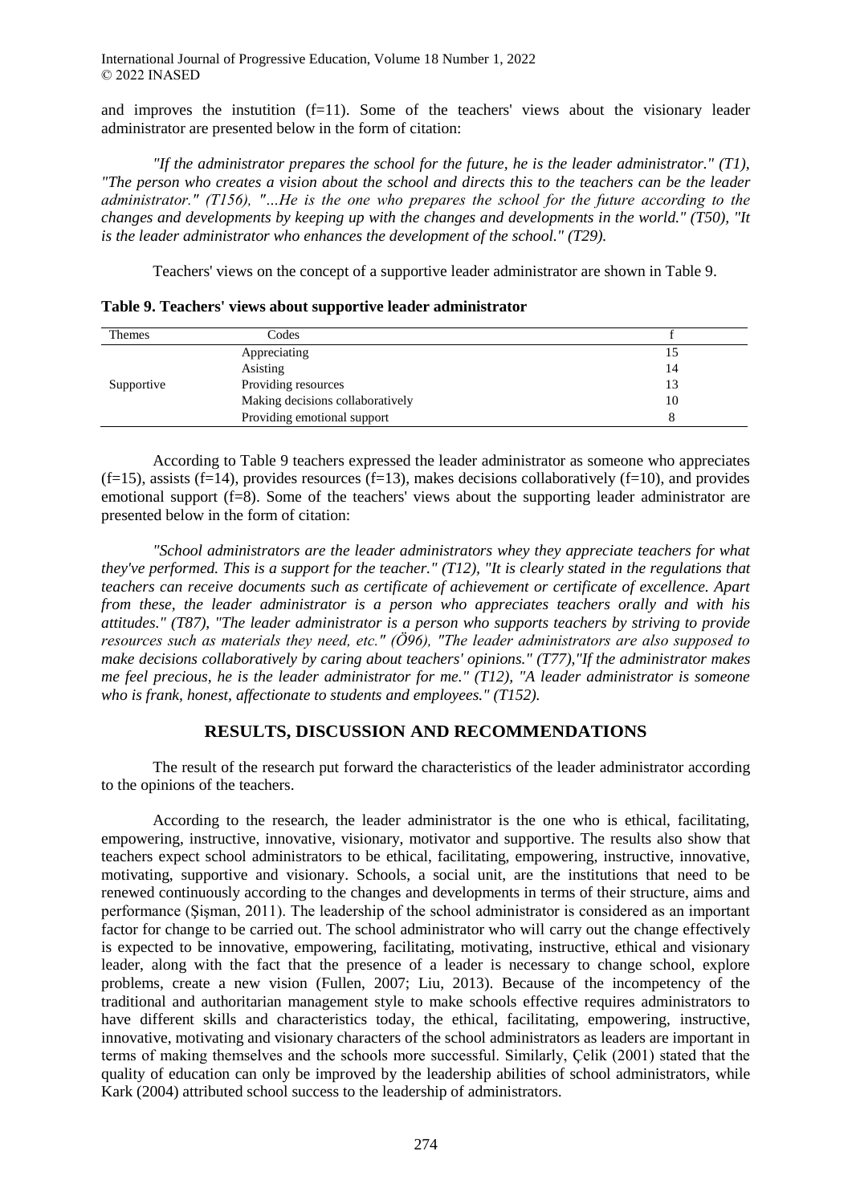and improves the instutition (f=11). Some of the teachers' views about the visionary leader administrator are presented below in the form of citation:

*"If the administrator prepares the school for the future, he is the leader administrator." (T1), "The person who creates a vision about the school and directs this to the teachers can be the leader administrator." (T156), "…He is the one who prepares the school for the future according to the changes and developments by keeping up with the changes and developments in the world." (T50), "It is the leader administrator who enhances the development of the school." (T29).*

Teachers' views on the concept of a supportive leader administrator are shown in Table 9.

**Table 9. Teachers' views about supportive leader administrator**

| Themes | Codes | f |
|---|---|---|
| Supportive | Appreciating | 15 |
| | Asisting | 14 |
| | Providing resources | 13 |
| | Making decisions collaboratively | 10 |
| | Providing emotional support | 8 |

According to Table 9 teachers expressed the leader administrator as someone who appreciates (f=15), assists (f=14), provides resources (f=13), makes decisions collaboratively (f=10), and provides emotional support (f=8). Some of the teachers' views about the supporting leader administrator are presented below in the form of citation:

*"School administrators are the leader administrators whey they appreciate teachers for what they've performed. This is a support for the teacher." (T12), "It is clearly stated in the regulations that teachers can receive documents such as certificate of achievement or certificate of excellence. Apart from these, the leader administrator is a person who appreciates teachers orally and with his attitudes." (T87), "The leader administrator is a person who supports teachers by striving to provide resources such as materials they need, etc." (Ö96), "The leader administrators are also supposed to make decisions collaboratively by caring about teachers' opinions." (T77),"If the administrator makes me feel precious, he is the leader administrator for me." (T12), "A leader administrator is someone who is frank, honest, affectionate to students and employees." (T152).*

## RESULTS, DISCUSSION AND RECOMMENDATIONS

The result of the research put forward the characteristics of the leader administrator according to the opinions of the teachers.

According to the research, the leader administrator is the one who is ethical, facilitating, empowering, instructive, innovative, visionary, motivator and supportive. The results also show that teachers expect school administrators to be ethical, facilitating, empowering, instructive, innovative, motivating, supportive and visionary. Schools, a social unit, are the institutions that need to be renewed continuously according to the changes and developments in terms of their structure, aims and performance (Şişman, 2011). The leadership of the school administrator is considered as an important factor for change to be carried out. The school administrator who will carry out the change effectively is expected to be innovative, empowering, facilitating, motivating, instructive, ethical and visionary leader, along with the fact that the presence of a leader is necessary to change school, explore problems, create a new vision (Fullen, 2007; Liu, 2013). Because of the incompetency of the traditional and authoritarian management style to make schools effective requires administrators to have different skills and characteristics today, the ethical, facilitating, empowering, instructive, innovative, motivating and visionary characters of the school administrators as leaders are important in terms of making themselves and the schools more successful. Similarly, Çelik (2001) stated that the quality of education can only be improved by the leadership abilities of school administrators, while Kark (2004) attributed school success to the leadership of administrators.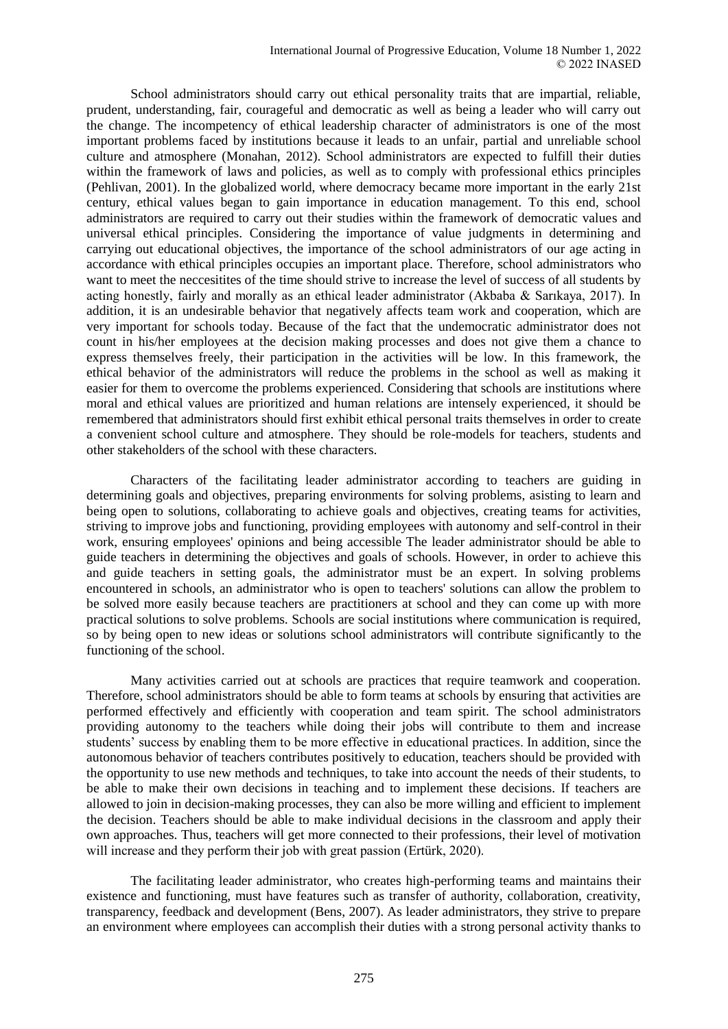School administrators should carry out ethical personality traits that are impartial, reliable, prudent, understanding, fair, courageful and democratic as well as being a leader who will carry out the change. The incompetency of ethical leadership character of administrators is one of the most important problems faced by institutions because it leads to an unfair, partial and unreliable school culture and atmosphere (Monahan, 2012). School administrators are expected to fulfill their duties within the framework of laws and policies, as well as to comply with professional ethics principles (Pehlivan, 2001). In the globalized world, where democracy became more important in the early 21st century, ethical values began to gain importance in education management. To this end, school administrators are required to carry out their studies within the framework of democratic values and universal ethical principles. Considering the importance of value judgments in determining and carrying out educational objectives, the importance of the school administrators of our age acting in accordance with ethical principles occupies an important place. Therefore, school administrators who want to meet the neccesitites of the time should strive to increase the level of success of all students by acting honestly, fairly and morally as an ethical leader administrator (Akbaba & Sarıkaya, 2017). In addition, it is an undesirable behavior that negatively affects team work and cooperation, which are very important for schools today. Because of the fact that the undemocratic administrator does not count in his/her employees at the decision making processes and does not give them a chance to express themselves freely, their participation in the activities will be low. In this framework, the ethical behavior of the administrators will reduce the problems in the school as well as making it easier for them to overcome the problems experienced. Considering that schools are institutions where moral and ethical values are prioritized and human relations are intensely experienced, it should be remembered that administrators should first exhibit ethical personal traits themselves in order to create a convenient school culture and atmosphere. They should be role-models for teachers, students and other stakeholders of the school with these characters.

Characters of the facilitating leader administrator according to teachers are guiding in determining goals and objectives, preparing environments for solving problems, asisting to learn and being open to solutions, collaborating to achieve goals and objectives, creating teams for activities, striving to improve jobs and functioning, providing employees with autonomy and self-control in their work, ensuring employees' opinions and being accessible The leader administrator should be able to guide teachers in determining the objectives and goals of schools. However, in order to achieve this and guide teachers in setting goals, the administrator must be an expert. In solving problems encountered in schools, an administrator who is open to teachers' solutions can allow the problem to be solved more easily because teachers are practitioners at school and they can come up with more practical solutions to solve problems. Schools are social institutions where communication is required, so by being open to new ideas or solutions school administrators will contribute significantly to the functioning of the school.

Many activities carried out at schools are practices that require teamwork and cooperation. Therefore, school administrators should be able to form teams at schools by ensuring that activities are performed effectively and efficiently with cooperation and team spirit. The school administrators providing autonomy to the teachers while doing their jobs will contribute to them and increase students' success by enabling them to be more effective in educational practices. In addition, since the autonomous behavior of teachers contributes positively to education, teachers should be provided with the opportunity to use new methods and techniques, to take into account the needs of their students, to be able to make their own decisions in teaching and to implement these decisions. If teachers are allowed to join in decision-making processes, they can also be more willing and efficient to implement the decision. Teachers should be able to make individual decisions in the classroom and apply their own approaches. Thus, teachers will get more connected to their professions, their level of motivation will increase and they perform their job with great passion (Ertürk, 2020).

The facilitating leader administrator, who creates high-performing teams and maintains their existence and functioning, must have features such as transfer of authority, collaboration, creativity, transparency, feedback and development (Bens, 2007). As leader administrators, they strive to prepare an environment where employees can accomplish their duties with a strong personal activity thanks to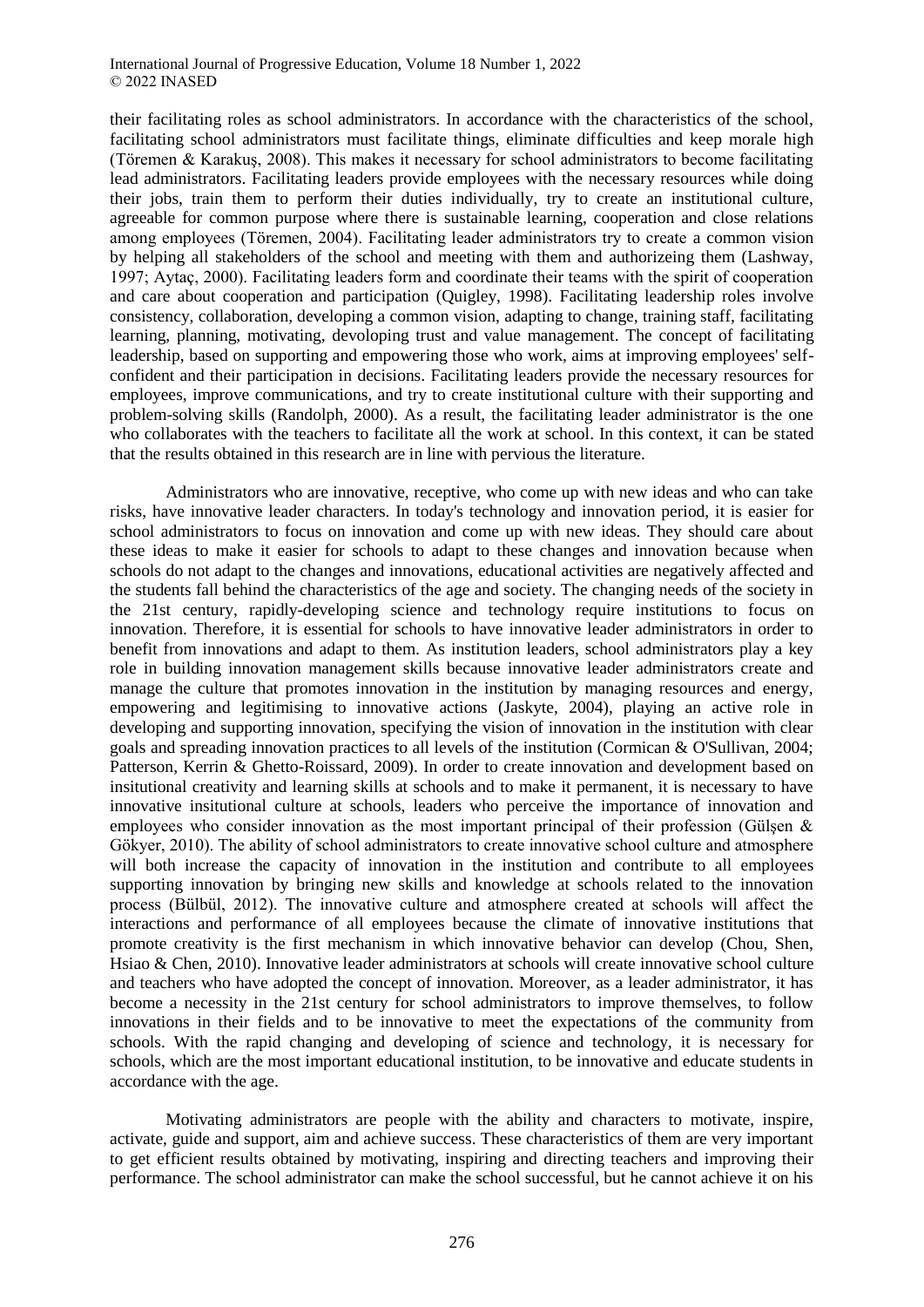their facilitating roles as school administrators. In accordance with the characteristics of the school, facilitating school administrators must facilitate things, eliminate difficulties and keep morale high (Töremen & Karakuş, 2008). This makes it necessary for school administrators to become facilitating lead administrators. Facilitating leaders provide employees with the necessary resources while doing their jobs, train them to perform their duties individually, try to create an institutional culture, agreeable for common purpose where there is sustainable learning, cooperation and close relations among employees (Töremen, 2004). Facilitating leader administrators try to create a common vision by helping all stakeholders of the school and meeting with them and authorizeing them (Lashway, 1997; Aytaç, 2000). Facilitating leaders form and coordinate their teams with the spirit of cooperation and care about cooperation and participation (Quigley, 1998). Facilitating leadership roles involve consistency, collaboration, developing a common vision, adapting to change, training staff, facilitating learning, planning, motivating, devoloping trust and value management. The concept of facilitating leadership, based on supporting and empowering those who work, aims at improving employees' self-confident and their participation in decisions. Facilitating leaders provide the necessary resources for employees, improve communications, and try to create institutional culture with their supporting and problem-solving skills (Randolph, 2000). As a result, the facilitating leader administrator is the one who collaborates with the teachers to facilitate all the work at school. In this context, it can be stated that the results obtained in this research are in line with pervious the literature.

Administrators who are innovative, receptive, who come up with new ideas and who can take risks, have innovative leader characters. In today's technology and innovation period, it is easier for school administrators to focus on innovation and come up with new ideas. They should care about these ideas to make it easier for schools to adapt to these changes and innovation because when schools do not adapt to the changes and innovations, educational activities are negatively affected and the students fall behind the characteristics of the age and society. The changing needs of the society in the 21st century, rapidly-developing science and technology require institutions to focus on innovation. Therefore, it is essential for schools to have innovative leader administrators in order to benefit from innovations and adapt to them. As institution leaders, school administrators play a key role in building innovation management skills because innovative leader administrators create and manage the culture that promotes innovation in the institution by managing resources and energy, empowering and legitimising to innovative actions (Jaskyte, 2004), playing an active role in developing and supporting innovation, specifying the vision of innovation in the institution with clear goals and spreading innovation practices to all levels of the institution (Cormican & O'Sullivan, 2004; Patterson, Kerrin & Ghetto-Roissard, 2009). In order to create innovation and development based on insitutional creativity and learning skills at schools and to make it permanent, it is necessary to have innovative insitutional culture at schools, leaders who perceive the importance of innovation and employees who consider innovation as the most important principal of their profession (Gülşen & Gökyer, 2010). The ability of school administrators to create innovative school culture and atmosphere will both increase the capacity of innovation in the institution and contribute to all employees supporting innovation by bringing new skills and knowledge at schools related to the innovation process (Bülbül, 2012). The innovative culture and atmosphere created at schools will affect the interactions and performance of all employees because the climate of innovative institutions that promote creativity is the first mechanism in which innovative behavior can develop (Chou, Shen, Hsiao & Chen, 2010). Innovative leader administrators at schools will create innovative school culture and teachers who have adopted the concept of innovation. Moreover, as a leader administrator, it has become a necessity in the 21st century for school administrators to improve themselves, to follow innovations in their fields and to be innovative to meet the expectations of the community from schools. With the rapid changing and developing of science and technology, it is necessary for schools, which are the most important educational institution, to be innovative and educate students in accordance with the age.

Motivating administrators are people with the ability and characters to motivate, inspire, activate, guide and support, aim and achieve success. These characteristics of them are very important to get efficient results obtained by motivating, inspiring and directing teachers and improving their performance. The school administrator can make the school successful, but he cannot achieve it on his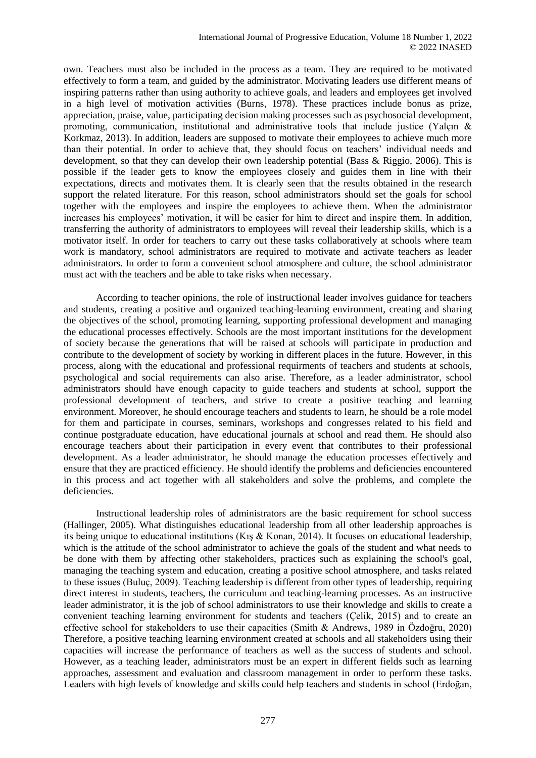own. Teachers must also be included in the process as a team. They are required to be motivated effectively to form a team, and guided by the administrator. Motivating leaders use different means of inspiring patterns rather than using authority to achieve goals, and leaders and employees get involved in a high level of motivation activities (Burns, 1978). These practices include bonus as prize, appreciation, praise, value, participating decision making processes such as psychosocial development, promoting, communication, institutional and administrative tools that include justice (Yalçın & Korkmaz, 2013). In addition, leaders are supposed to motivate their employees to achieve much more than their potential. In order to achieve that, they should focus on teachers' individual needs and development, so that they can develop their own leadership potential (Bass & Riggio, 2006). This is possible if the leader gets to know the employees closely and guides them in line with their expectations, directs and motivates them. It is clearly seen that the results obtained in the research support the related literature. For this reason, school administrators should set the goals for school together with the employees and inspire the employees to achieve them. When the administrator increases his employees' motivation, it will be easier for him to direct and inspire them. In addition, transferring the authority of administrators to employees will reveal their leadership skills, which is a motivator itself. In order for teachers to carry out these tasks collaboratively at schools where team work is mandatory, school administrators are required to motivate and activate teachers as leader administrators. In order to form a convenient school atmosphere and culture, the school administrator must act with the teachers and be able to take risks when necessary.

According to teacher opinions, the role of instructional leader involves guidance for teachers and students, creating a positive and organized teaching-learning environment, creating and sharing the objectives of the school, promoting learning, supporting professional development and managing the educational processes effectively. Schools are the most important institutions for the development of society because the generations that will be raised at schools will participate in production and contribute to the development of society by working in different places in the future. However, in this process, along with the educational and professional requirments of teachers and students at schools, psychological and social requirements can also arise. Therefore, as a leader administrator, school administrators should have enough capacity to guide teachers and students at school, support the professional development of teachers, and strive to create a positive teaching and learning environment. Moreover, he should encourage teachers and students to learn, he should be a role model for them and participate in courses, seminars, workshops and congresses related to his field and continue postgraduate education, have educational journals at school and read them. He should also encourage teachers about their participation in every event that contributes to their professional development. As a leader administrator, he should manage the education processes effectively and ensure that they are practiced efficiency. He should identify the problems and deficiencies encountered in this process and act together with all stakeholders and solve the problems, and complete the deficiencies.

Instructional leadership roles of administrators are the basic requirement for school success (Hallinger, 2005). What distinguishes educational leadership from all other leadership approaches is its being unique to educational institutions (Kış & Konan, 2014). It focuses on educational leadership, which is the attitude of the school administrator to achieve the goals of the student and what needs to be done with them by affecting other stakeholders, practices such as explaining the school's goal, managing the teaching system and education, creating a positive school atmosphere, and tasks related to these issues (Buluç, 2009). Teaching leadership is different from other types of leadership, requiring direct interest in students, teachers, the curriculum and teaching-learning processes. As an instructive leader administrator, it is the job of school administrators to use their knowledge and skills to create a convenient teaching learning environment for students and teachers (Çelik, 2015) and to create an effective school for stakeholders to use their capacities (Smith & Andrews, 1989 in Özdoğru, 2020) Therefore, a positive teaching learning environment created at schools and all stakeholders using their capacities will increase the performance of teachers as well as the success of students and school. However, as a teaching leader, administrators must be an expert in different fields such as learning approaches, assessment and evaluation and classroom management in order to perform these tasks. Leaders with high levels of knowledge and skills could help teachers and students in school (Erdoğan,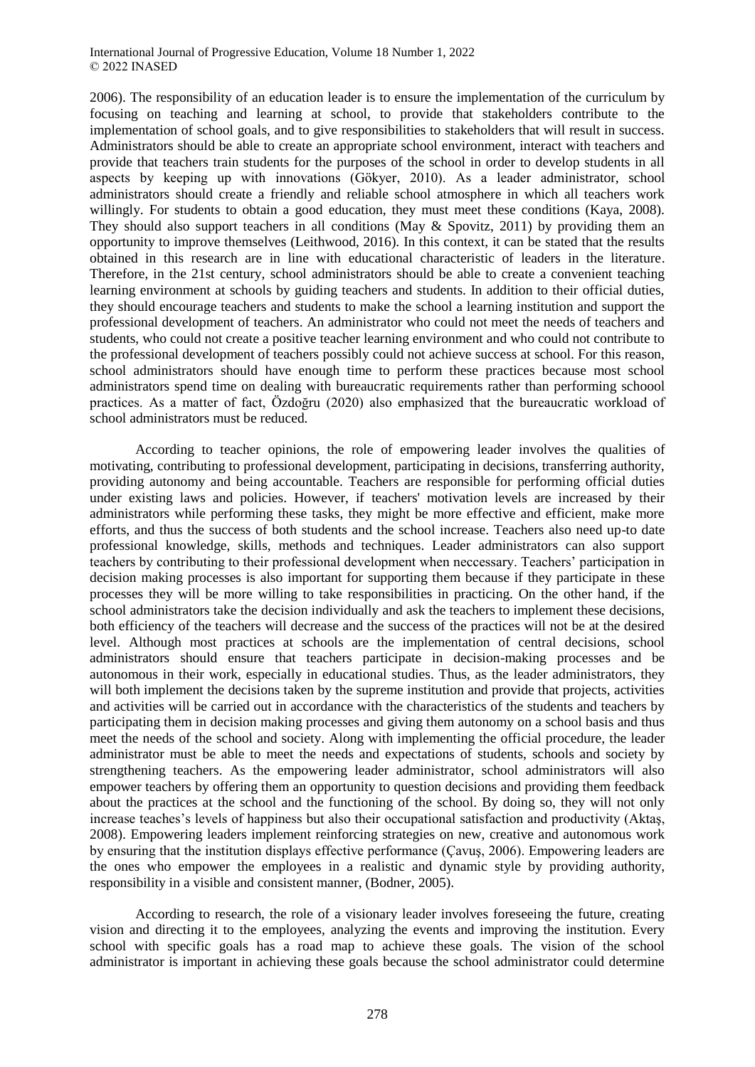2006). The responsibility of an education leader is to ensure the implementation of the curriculum by focusing on teaching and learning at school, to provide that stakeholders contribute to the implementation of school goals, and to give responsibilities to stakeholders that will result in success. Administrators should be able to create an appropriate school environment, interact with teachers and provide that teachers train students for the purposes of the school in order to develop students in all aspects by keeping up with innovations (Gökyer, 2010). As a leader administrator, school administrators should create a friendly and reliable school atmosphere in which all teachers work willingly. For students to obtain a good education, they must meet these conditions (Kaya, 2008). They should also support teachers in all conditions (May & Spovitz, 2011) by providing them an opportunity to improve themselves (Leithwood, 2016). In this context, it can be stated that the results obtained in this research are in line with educational characteristic of leaders in the literature. Therefore, in the 21st century, school administrators should be able to create a convenient teaching learning environment at schools by guiding teachers and students. In addition to their official duties, they should encourage teachers and students to make the school a learning institution and support the professional development of teachers. An administrator who could not meet the needs of teachers and students, who could not create a positive teacher learning environment and who could not contribute to the professional development of teachers possibly could not achieve success at school. For this reason, school administrators should have enough time to perform these practices because most school administrators spend time on dealing with bureaucratic requirements rather than performing schoool practices. As a matter of fact, Özdoğru (2020) also emphasized that the bureaucratic workload of school administrators must be reduced.

According to teacher opinions, the role of empowering leader involves the qualities of motivating, contributing to professional development, participating in decisions, transferring authority, providing autonomy and being accountable. Teachers are responsible for performing official duties under existing laws and policies. However, if teachers' motivation levels are increased by their administrators while performing these tasks, they might be more effective and efficient, make more efforts, and thus the success of both students and the school increase. Teachers also need up-to date professional knowledge, skills, methods and techniques. Leader administrators can also support teachers by contributing to their professional development when neccessary. Teachers' participation in decision making processes is also important for supporting them because if they participate in these processes they will be more willing to take responsibilities in practicing. On the other hand, if the school administrators take the decision individually and ask the teachers to implement these decisions, both efficiency of the teachers will decrease and the success of the practices will not be at the desired level. Although most practices at schools are the implementation of central decisions, school administrators should ensure that teachers participate in decision-making processes and be autonomous in their work, especially in educational studies. Thus, as the leader administrators, they will both implement the decisions taken by the supreme institution and provide that projects, activities and activities will be carried out in accordance with the characteristics of the students and teachers by participating them in decision making processes and giving them autonomy on a school basis and thus meet the needs of the school and society. Along with implementing the official procedure, the leader administrator must be able to meet the needs and expectations of students, schools and society by strengthening teachers. As the empowering leader administrator, school administrators will also empower teachers by offering them an opportunity to question decisions and providing them feedback about the practices at the school and the functioning of the school. By doing so, they will not only increase teaches's levels of happiness but also their occupational satisfaction and productivity (Aktaş, 2008). Empowering leaders implement reinforcing strategies on new, creative and autonomous work by ensuring that the institution displays effective performance (Çavuş, 2006). Empowering leaders are the ones who empower the employees in a realistic and dynamic style by providing authority, responsibility in a visible and consistent manner, (Bodner, 2005).

According to research, the role of a visionary leader involves foreseeing the future, creating vision and directing it to the employees, analyzing the events and improving the institution. Every school with specific goals has a road map to achieve these goals. The vision of the school administrator is important in achieving these goals because the school administrator could determine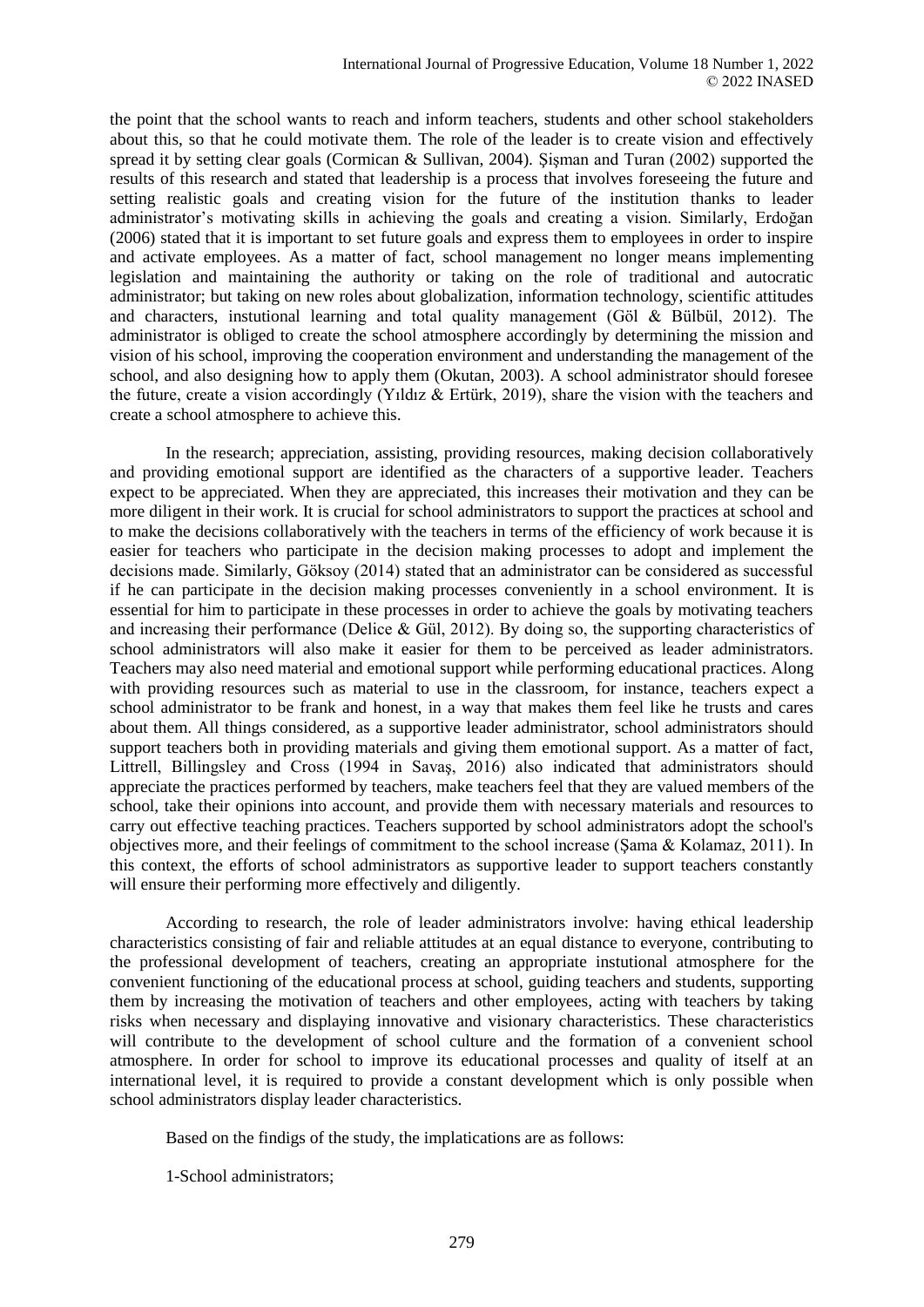the point that the school wants to reach and inform teachers, students and other school stakeholders about this, so that he could motivate them. The role of the leader is to create vision and effectively spread it by setting clear goals (Cormican & Sullivan, 2004). Şişman and Turan (2002) supported the results of this research and stated that leadership is a process that involves foreseeing the future and setting realistic goals and creating vision for the future of the institution thanks to leader administrator's motivating skills in achieving the goals and creating a vision. Similarly, Erdoğan (2006) stated that it is important to set future goals and express them to employees in order to inspire and activate employees. As a matter of fact, school management no longer means implementing legislation and maintaining the authority or taking on the role of traditional and autocratic administrator; but taking on new roles about globalization, information technology, scientific attitudes and characters, instutional learning and total quality management (Göl & Bülbül, 2012). The administrator is obliged to create the school atmosphere accordingly by determining the mission and vision of his school, improving the cooperation environment and understanding the management of the school, and also designing how to apply them (Okutan, 2003). A school administrator should foresee the future, create a vision accordingly (Yıldız & Ertürk, 2019), share the vision with the teachers and create a school atmosphere to achieve this.

In the research; appreciation, assisting, providing resources, making decision collaboratively and providing emotional support are identified as the characters of a supportive leader. Teachers expect to be appreciated. When they are appreciated, this increases their motivation and they can be more diligent in their work. It is crucial for school administrators to support the practices at school and to make the decisions collaboratively with the teachers in terms of the efficiency of work because it is easier for teachers who participate in the decision making processes to adopt and implement the decisions made. Similarly, Göksoy (2014) stated that an administrator can be considered as successful if he can participate in the decision making processes conveniently in a school environment. It is essential for him to participate in these processes in order to achieve the goals by motivating teachers and increasing their performance (Delice & Gül, 2012). By doing so, the supporting characteristics of school administrators will also make it easier for them to be perceived as leader administrators. Teachers may also need material and emotional support while performing educational practices. Along with providing resources such as material to use in the classroom, for instance, teachers expect a school administrator to be frank and honest, in a way that makes them feel like he trusts and cares about them. All things considered, as a supportive leader administrator, school administrators should support teachers both in providing materials and giving them emotional support. As a matter of fact, Littrell, Billingsley and Cross (1994 in Savaş, 2016) also indicated that administrators should appreciate the practices performed by teachers, make teachers feel that they are valued members of the school, take their opinions into account, and provide them with necessary materials and resources to carry out effective teaching practices. Teachers supported by school administrators adopt the school's objectives more, and their feelings of commitment to the school increase (Şama & Kolamaz, 2011). In this context, the efforts of school administrators as supportive leader to support teachers constantly will ensure their performing more effectively and diligently.

According to research, the role of leader administrators involve: having ethical leadership characteristics consisting of fair and reliable attitudes at an equal distance to everyone, contributing to the professional development of teachers, creating an appropriate instutional atmosphere for the convenient functioning of the educational process at school, guiding teachers and students, supporting them by increasing the motivation of teachers and other employees, acting with teachers by taking risks when necessary and displaying innovative and visionary characteristics. These characteristics will contribute to the development of school culture and the formation of a convenient school atmosphere. In order for school to improve its educational processes and quality of itself at an international level, it is required to provide a constant development which is only possible when school administrators display leader characteristics.

Based on the findigs of the study, the implatications are as follows:

1-School administrators;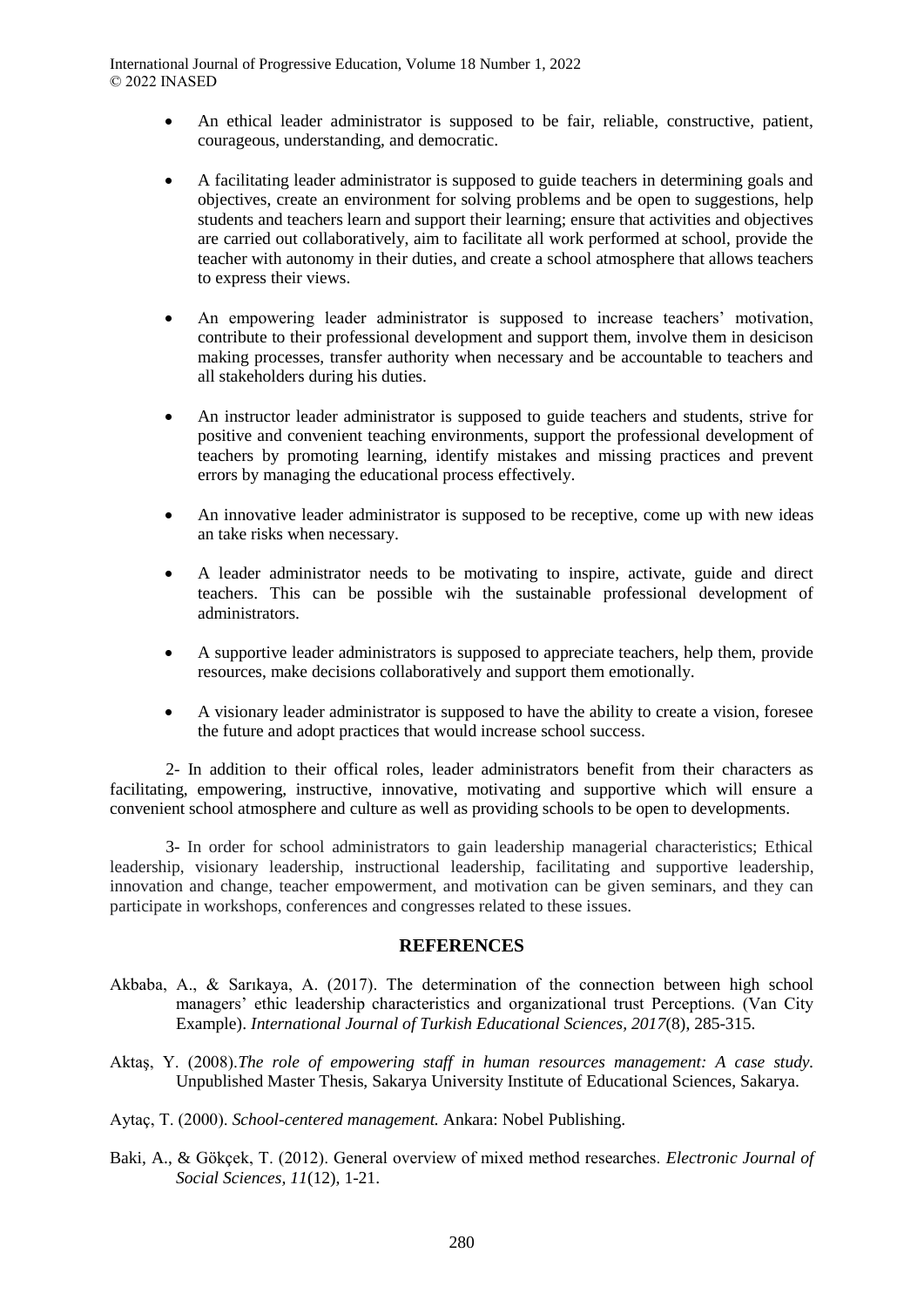- An ethical leader administrator is supposed to be fair, reliable, constructive, patient, courageous, understanding, and democratic.

- A facilitating leader administrator is supposed to guide teachers in determining goals and objectives, create an environment for solving problems and be open to suggestions, help students and teachers learn and support their learning; ensure that activities and objectives are carried out collaboratively, aim to facilitate all work performed at school, provide the teacher with autonomy in their duties, and create a school atmosphere that allows teachers to express their views.

- An empowering leader administrator is supposed to increase teachers' motivation, contribute to their professional development and support them, involve them in desicison making processes, transfer authority when necessary and be accountable to teachers and all stakeholders during his duties.

- An instructor leader administrator is supposed to guide teachers and students, strive for positive and convenient teaching environments, support the professional development of teachers by promoting learning, identify mistakes and missing practices and prevent errors by managing the educational process effectively.

- An innovative leader administrator is supposed to be receptive, come up with new ideas an take risks when necessary.

- A leader administrator needs to be motivating to inspire, activate, guide and direct teachers. This can be possible wih the sustainable professional development of administrators.

- A supportive leader administrators is supposed to appreciate teachers, help them, provide resources, make decisions collaboratively and support them emotionally.

- A visionary leader administrator is supposed to have the ability to create a vision, foresee the future and adopt practices that would increase school success.

2- In addition to their offical roles, leader administrators benefit from their characters as facilitating, empowering, instructive, innovative, motivating and supportive which will ensure a convenient school atmosphere and culture as well as providing schools to be open to developments.

3- In order for school administrators to gain leadership managerial characteristics; Ethical leadership, visionary leadership, instructional leadership, facilitating and supportive leadership, innovation and change, teacher empowerment, and motivation can be given seminars, and they can participate in workshops, conferences and congresses related to these issues.

## REFERENCES

Akbaba, A., & Sarıkaya, A. (2017). The determination of the connection between high school managers' ethic leadership characteristics and organizational trust Perceptions. (Van City Example). *International Journal of Turkish Educational Sciences, 2017*(8), 285-315.

Aktaş, Y. (2008).*The role of empowering staff in human resources management: A case study.* Unpublished Master Thesis, Sakarya University Institute of Educational Sciences, Sakarya.

Aytaç, T. (2000). *School-centered management.* Ankara: Nobel Publishing.

Baki, A., & Gökçek, T. (2012). General overview of mixed method researches. *Electronic Journal of Social Sciences, 11*(12), 1-21.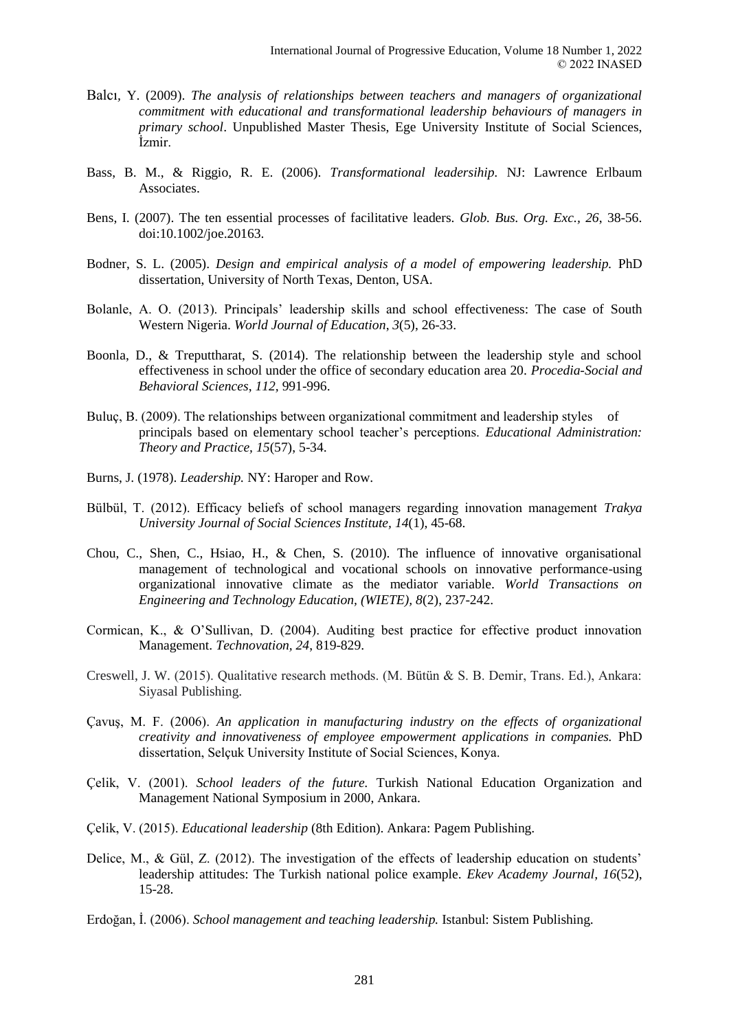Balcı, Y. (2009). *The analysis of relationships between teachers and managers of organizational commitment with educational and transformational leadership behaviours of managers in primary school*. Unpublished Master Thesis, Ege University Institute of Social Sciences, İzmir.

Bass, B. M., & Riggio, R. E. (2006). *Transformational leadersihip.* NJ: Lawrence Erlbaum Associates.

Bens, I. (2007). The ten essential processes of facilitative leaders. *Glob. Bus. Org. Exc., 26*, 38-56. doi:10.1002/joe.20163.

Bodner, S. L. (2005). *Design and empirical analysis of a model of empowering leadership.* PhD dissertation, University of North Texas, Denton, USA.

Bolanle, A. O. (2013). Principals' leadership skills and school effectiveness: The case of South Western Nigeria. *World Journal of Education*, *3*(5), 26-33.

Boonla, D., & Treputtharat, S. (2014). The relationship between the leadership style and school effectiveness in school under the office of secondary education area 20. *Procedia-Social and Behavioral Sciences*, *112,* 991-996.

Buluç, B. (2009). The relationships between organizational commitment and leadership styles of principals based on elementary school teacher's perceptions. *Educational Administration: Theory and Practice, 15*(57), 5-34.

Burns, J. (1978). *Leadership.* NY: Haroper and Row.

Bülbül, T. (2012). Efficacy beliefs of school managers regarding innovation management *Trakya University Journal of Social Sciences Institute, 14*(1), 45-68.

Chou, C., Shen, C., Hsiao, H., & Chen, S. (2010). The influence of innovative organisational management of technological and vocational schools on innovative performance-using organizational innovative climate as the mediator variable. *World Transactions on Engineering and Technology Education, (WIETE)*, *8*(2), 237-242.

Cormican, K., & O'Sullivan, D. (2004). Auditing best practice for effective product innovation Management. *Technovation*, *24*, 819-829.

Creswell, J. W. (2015). Qualitative research methods. (M. Bütün & S. B. Demir, Trans. Ed.), Ankara: Siyasal Publishing.

Çavuş, M. F. (2006). *An application in manufacturing industry on the effects of organizational creativity and innovativeness of employee empowerment applications in companies.* PhD dissertation, Selçuk University Institute of Social Sciences, Konya.

Çelik, V. (2001). *School leaders of the future.* Turkish National Education Organization and Management National Symposium in 2000, Ankara.

Çelik, V. (2015). *Educational leadership* (8th Edition). Ankara: Pagem Publishing.

Delice, M., & Gül, Z. (2012). The investigation of the effects of leadership education on students' leadership attitudes: The Turkish national police example. *Ekev Academy Journal*, *16*(52), 15-28.

Erdoğan, İ. (2006). *School management and teaching leadership.* Istanbul: Sistem Publishing.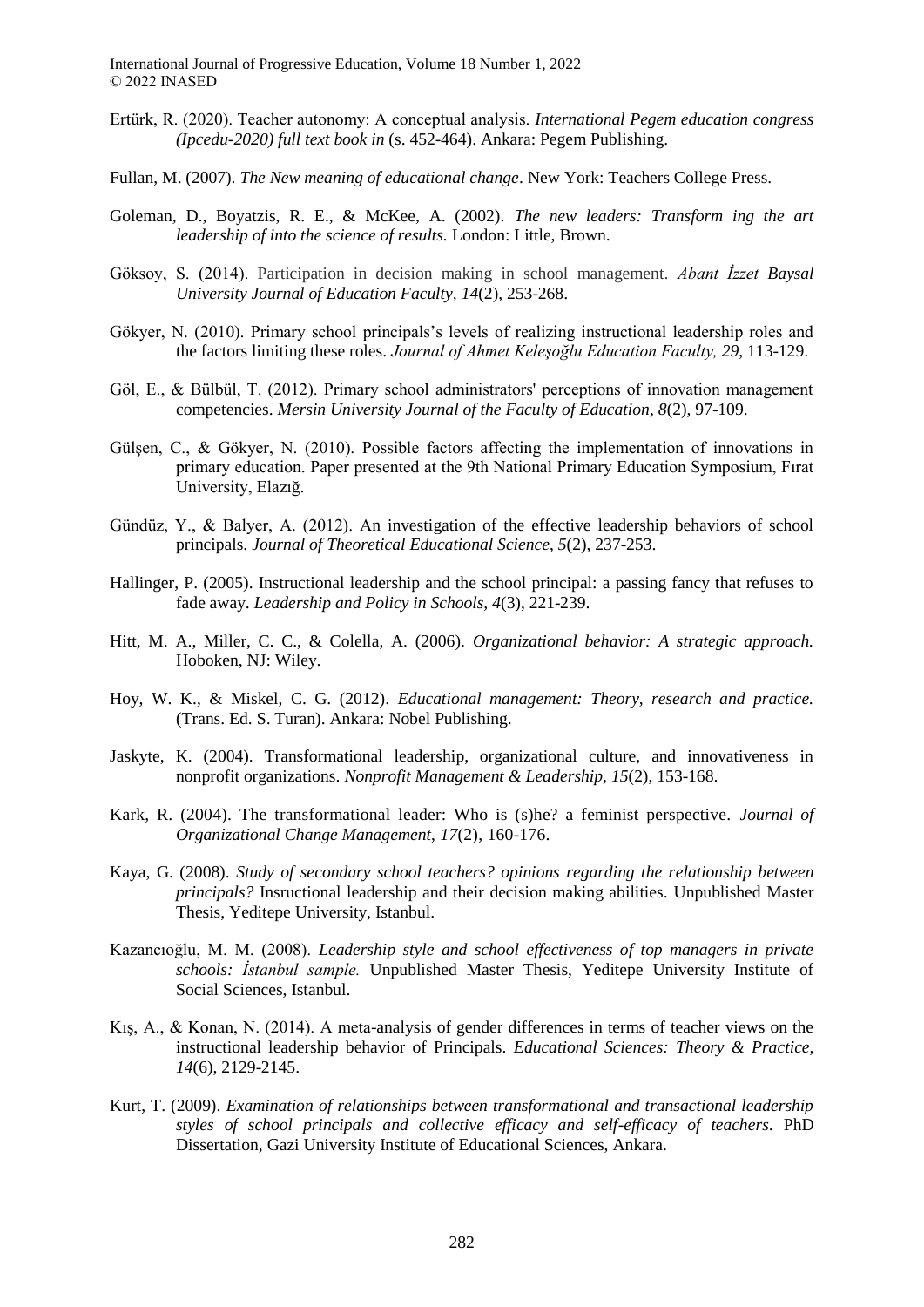Ertürk, R. (2020). Teacher autonomy: A conceptual analysis. *International Pegem education congress (Ipcedu-2020) full text book in* (s. 452-464). Ankara: Pegem Publishing.

Fullan, M. (2007). *The New meaning of educational change*. New York: Teachers College Press.

Goleman, D., Boyatzis, R. E., & McKee, A. (2002). *The new leaders: Transform ing the art leadership of into the science of results.* London: Little, Brown.

Göksoy, S. (2014). Participation in decision making in school management. *Abant İzzet Baysal University Journal of Education Faculty, 14*(2), 253-268.

Gökyer, N. (2010). Primary school principals's levels of realizing instructional leadership roles and the factors limiting these roles. *Journal of Ahmet Keleşoğlu Education Faculty, 29*, 113-129.

Göl, E., & Bülbül, T. (2012). Primary school administrators' perceptions of innovation management competencies. *Mersin University Journal of the Faculty of Education, 8*(2), 97-109.

Gülşen, C., & Gökyer, N. (2010). Possible factors affecting the implementation of innovations in primary education. Paper presented at the 9th National Primary Education Symposium, Fırat University, Elazığ.

Gündüz, Y., & Balyer, A. (2012). An investigation of the effective leadership behaviors of school principals. *Journal of Theoretical Educational Science*, *5*(2), 237-253.

Hallinger, P. (2005). Instructional leadership and the school principal: a passing fancy that refuses to fade away. *Leadership and Policy in Schools, 4*(3), 221-239.

Hitt, M. A., Miller, C. C., & Colella, A. (2006). *Organizational behavior: A strategic approach.* Hoboken, NJ: Wiley.

Hoy, W. K., & Miskel, C. G. (2012). *Educational management: Theory, research and practice.* (Trans. Ed. S. Turan). Ankara: Nobel Publishing.

Jaskyte, K. (2004). Transformational leadership, organizational culture, and innovativeness in nonprofit organizations. *Nonprofit Management & Leadership, 15*(2), 153-168.

Kark, R. (2004). The transformational leader: Who is (s)he? a feminist perspective. *Journal of Organizational Change Management, 17*(2), 160-176.

Kaya, G. (2008). *Study of secondary school teachers? opinions regarding the relationship between principals?* Insructional leadership and their decision making abilities. Unpublished Master Thesis, Yeditepe University, Istanbul.

Kazancıoğlu, M. M. (2008). *Leadership style and school effectiveness of top managers in private schools: İstanbul sample.* Unpublished Master Thesis, Yeditepe University Institute of Social Sciences, Istanbul.

Kış, A., & Konan, N. (2014). A meta-analysis of gender differences in terms of teacher views on the instructional leadership behavior of Principals. *Educational Sciences: Theory & Practice, 14*(6), 2129-2145.

Kurt, T. (2009). *Examination of relationships between transformational and transactional leadership styles of school principals and collective efficacy and self-efficacy of teachers*. PhD Dissertation, Gazi University Institute of Educational Sciences, Ankara.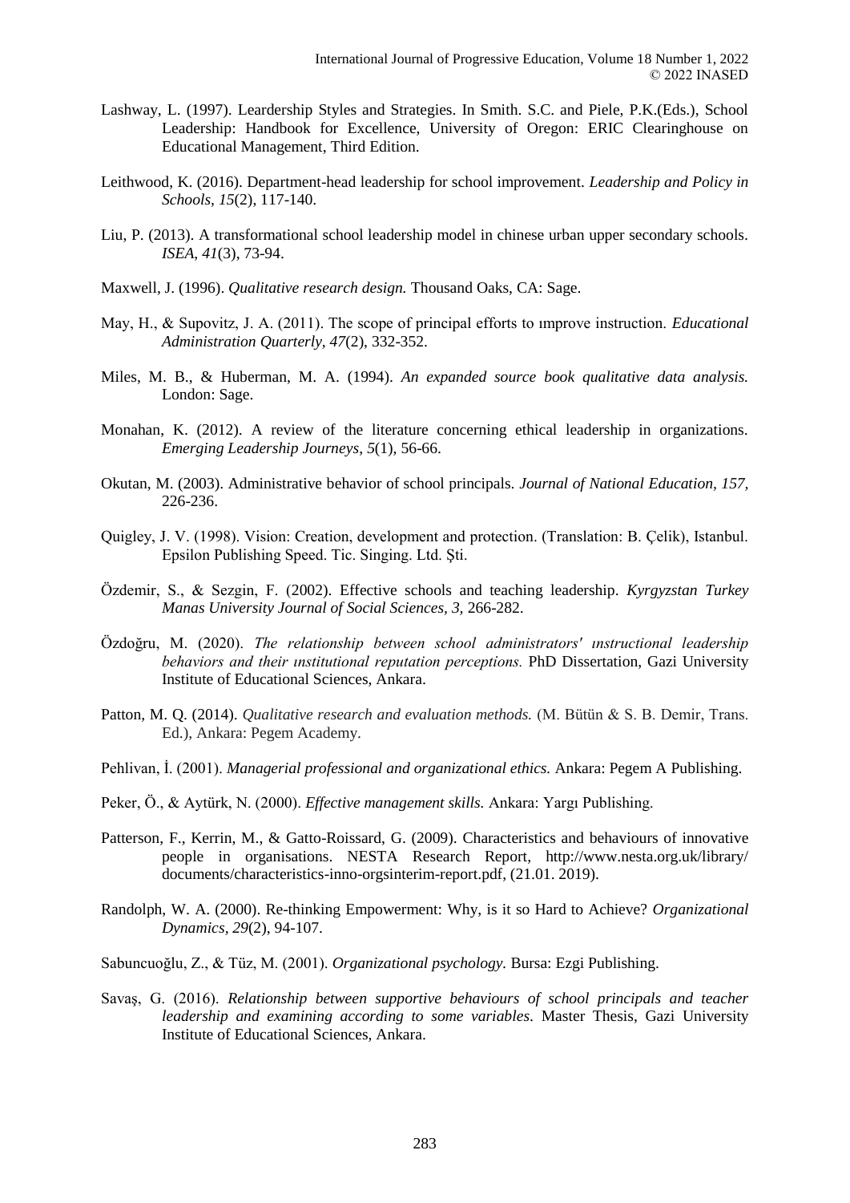Lashway, L. (1997). Leardership Styles and Strategies. In Smith. S.C. and Piele, P.K.(Eds.), School Leadership: Handbook for Excellence, University of Oregon: ERIC Clearinghouse on Educational Management, Third Edition.

Leithwood, K. (2016). Department-head leadership for school improvement. *Leadership and Policy in Schools, 15*(2), 117-140.

Liu, P. (2013). A transformational school leadership model in chinese urban upper secondary schools. *ISEA, 41*(3), 73-94.

Maxwell, J. (1996). *Qualitative research design.* Thousand Oaks, CA: Sage.

May, H., & Supovitz, J. A. (2011). The scope of principal efforts to ımprove instruction. *Educational Administration Quarterly, 47*(2), 332-352.

Miles, M. B., & Huberman, M. A. (1994). *An expanded source book qualitative data analysis.* London: Sage.

Monahan, K. (2012). A review of the literature concerning ethical leadership in organizations. *Emerging Leadership Journeys, 5*(1), 56-66.

Okutan, M. (2003). Administrative behavior of school principals. *Journal of National Education, 157,* 226-236.

Quigley, J. V. (1998). Vision: Creation, development and protection. (Translation: B. Çelik), Istanbul. Epsilon Publishing Speed. Tic. Singing. Ltd. Şti.

Özdemir, S., & Sezgin, F. (2002). Effective schools and teaching leadership. *Kyrgyzstan Turkey Manas University Journal of Social Sciences, 3,* 266-282.

Özdoğru, M. (2020). *The relationship between school administrators' ınstructional leadership behaviors and their ınstitutional reputation perceptions.* PhD Dissertation, Gazi University Institute of Educational Sciences, Ankara.

Patton, M. Q. (2014). *Qualitative research and evaluation methods.* (M. Bütün & S. B. Demir, Trans. Ed.), Ankara: Pegem Academy.

Pehlivan, İ. (2001). *Managerial professional and organizational ethics.* Ankara: Pegem A Publishing.

Peker, Ö., & Aytürk, N. (2000). *Effective management skills.* Ankara: Yargı Publishing.

Patterson, F., Kerrin, M., & Gatto-Roissard, G. (2009). Characteristics and behaviours of innovative people in organisations. NESTA Research Report, http://www.nesta.org.uk/library/documents/characteristics-inno-orgsinterim-report.pdf, (21.01. 2019).

Randolph, W. A. (2000). Re-thinking Empowerment: Why, is it so Hard to Achieve? *Organizational Dynamics, 29*(2), 94-107.

Sabuncuoğlu, Z., & Tüz, M. (2001). *Organizational psychology.* Bursa: Ezgi Publishing.

Savaş, G. (2016). *Relationship between supportive behaviours of school principals and teacher leadership and examining according to some variables.* Master Thesis, Gazi University Institute of Educational Sciences, Ankara.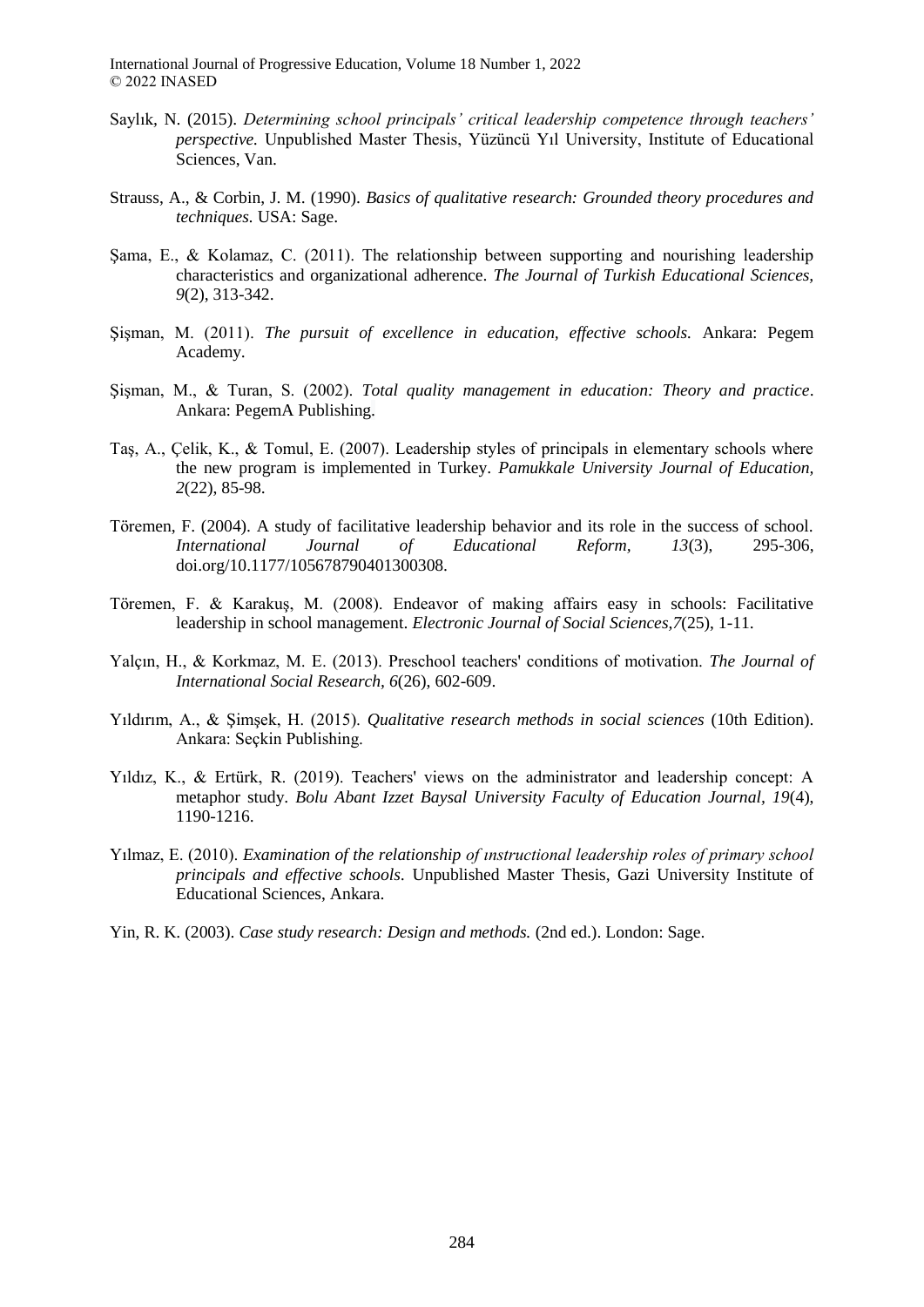Saylık, N. (2015). *Determining school principals' critical leadership competence through teachers' perspective.* Unpublished Master Thesis, Yüzüncü Yıl University, Institute of Educational Sciences, Van.

Strauss, A., & Corbin, J. M. (1990). *Basics of qualitative research: Grounded theory procedures and techniques.* USA: Sage.

Şama, E., & Kolamaz, C. (2011). The relationship between supporting and nourishing leadership characteristics and organizational adherence. *The Journal of Turkish Educational Sciences, 9*(2), 313-342.

Şişman, M. (2011). *The pursuit of excellence in education, effective schools.* Ankara: Pegem Academy.

Şişman, M., & Turan, S. (2002). *Total quality management in education: Theory and practice*. Ankara: PegemA Publishing.

Taş, A., Çelik, K., & Tomul, E. (2007). Leadership styles of principals in elementary schools where the new program is implemented in Turkey. *Pamukkale University Journal of Education, 2*(22), 85-98.

Töremen, F. (2004). A study of facilitative leadership behavior and its role in the success of school. *International Journal of Educational Reform, 13*(3), 295-306, doi.org/10.1177/105678790401300308.

Töremen, F. & Karakuş, M. (2008). Endeavor of making affairs easy in schools: Facilitative leadership in school management. *Electronic Journal of Social Sciences,7*(25), 1-11.

Yalçın, H., & Korkmaz, M. E. (2013). Preschool teachers' conditions of motivation. *The Journal of International Social Research, 6*(26), 602-609.

Yıldırım, A., & Şimşek, H. (2015). *Qualitative research methods in social sciences* (10th Edition). Ankara: Seçkin Publishing.

Yıldız, K., & Ertürk, R. (2019). Teachers' views on the administrator and leadership concept: A metaphor study. *Bolu Abant Izzet Baysal University Faculty of Education Journal, 19*(4), 1190-1216.

Yılmaz, E. (2010). *Examination of the relationship of ınstructional leadership roles of primary school principals and effective schools.* Unpublished Master Thesis, Gazi University Institute of Educational Sciences, Ankara.

Yin, R. K. (2003). *Case study research: Design and methods.* (2nd ed.). London: Sage.